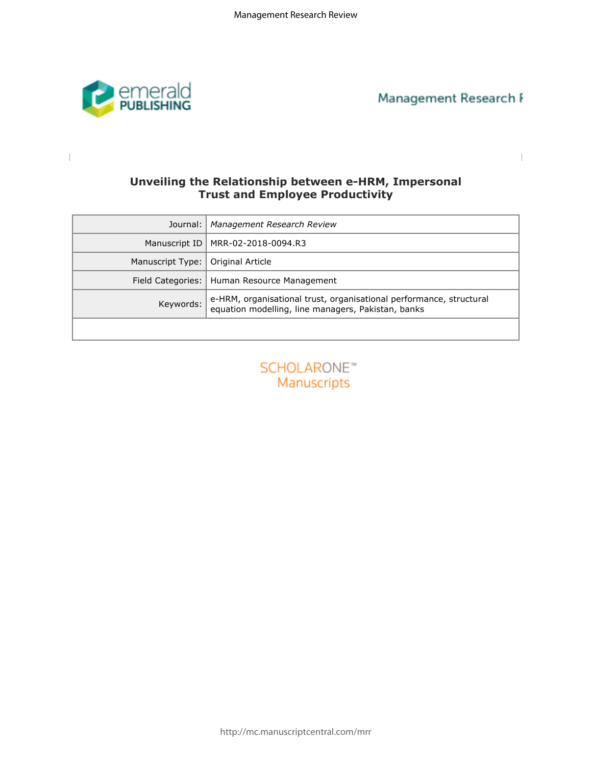# Unveiling the Relationship between e-HRM, Impersonal Trust and Employee Productivity

| | |
|---|---|
| Journal: | *Management Research Review* |
| Manuscript ID | MRR-02-2018-0094.R3 |
| Manuscript Type: | Original Article |
| Field Categories: | Human Resource Management |
| Keywords: | e-HRM, organisational trust, organisational performance, structural equation modelling, line managers, Pakistan, banks |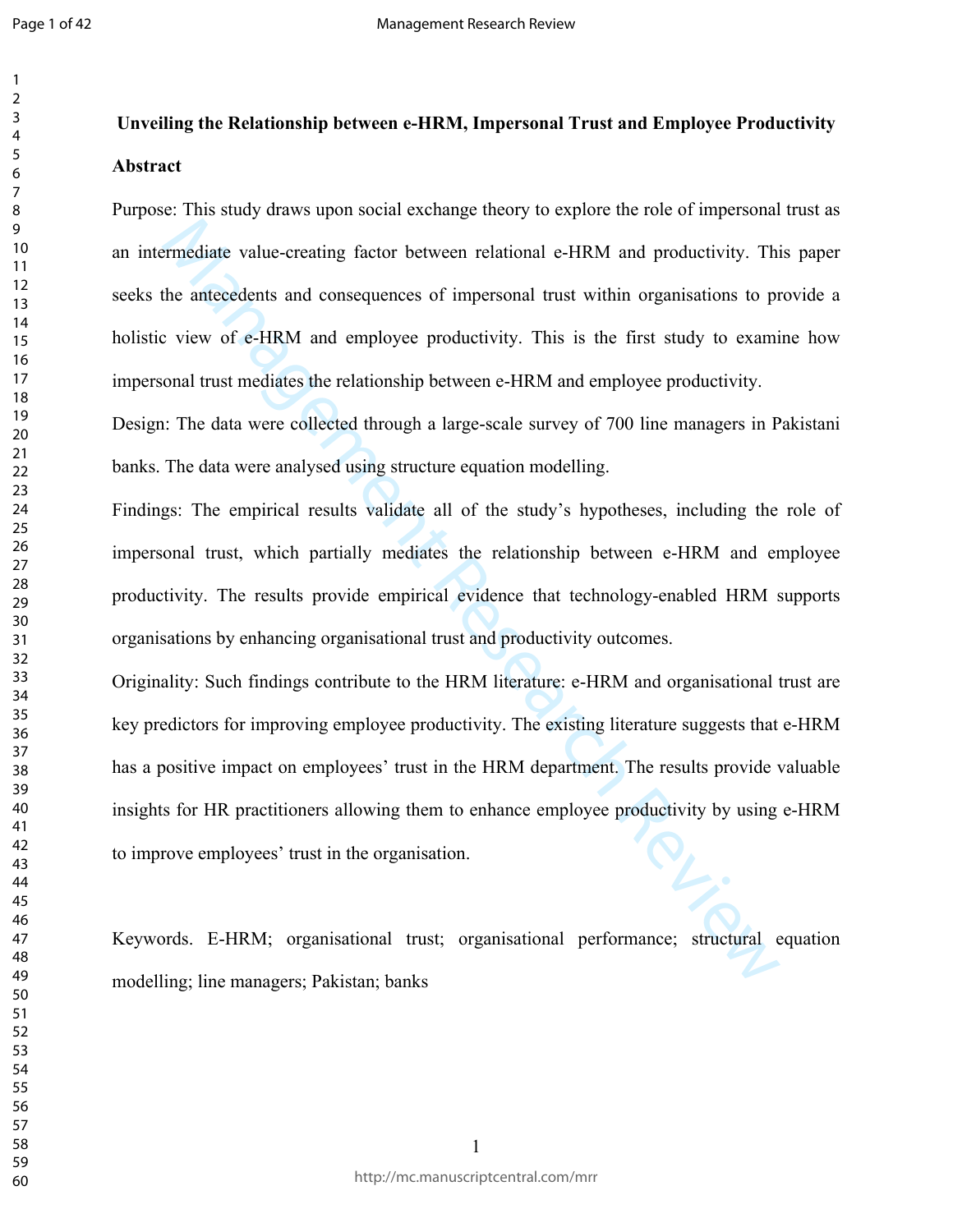**Unveiling the Relationship between e-HRM, Impersonal Trust and Employee Productivity**

**Abstract**

Purpose: This study draws upon social exchange theory to explore the role of impersonal trust as an intermediate value-creating factor between relational e-HRM and productivity. This paper seeks the antecedents and consequences of impersonal trust within organisations to provide a holistic view of e-HRM and employee productivity. This is the first study to examine how impersonal trust mediates the relationship between e-HRM and employee productivity.

Design: The data were collected through a large-scale survey of 700 line managers in Pakistani banks. The data were analysed using structure equation modelling.

Findings: The empirical results validate all of the study's hypotheses, including the role of impersonal trust, which partially mediates the relationship between e-HRM and employee productivity. The results provide empirical evidence that technology-enabled HRM supports organisations by enhancing organisational trust and productivity outcomes.

Originality: Such findings contribute to the HRM literature: e-HRM and organisational trust are key predictors for improving employee productivity. The existing literature suggests that e-HRM has a positive impact on employees' trust in the HRM department. The results provide valuable insights for HR practitioners allowing them to enhance employee productivity by using e-HRM to improve employees' trust in the organisation.

Keywords. E-HRM; organisational trust; organisational performance; structural equation modelling; line managers; Pakistan; banks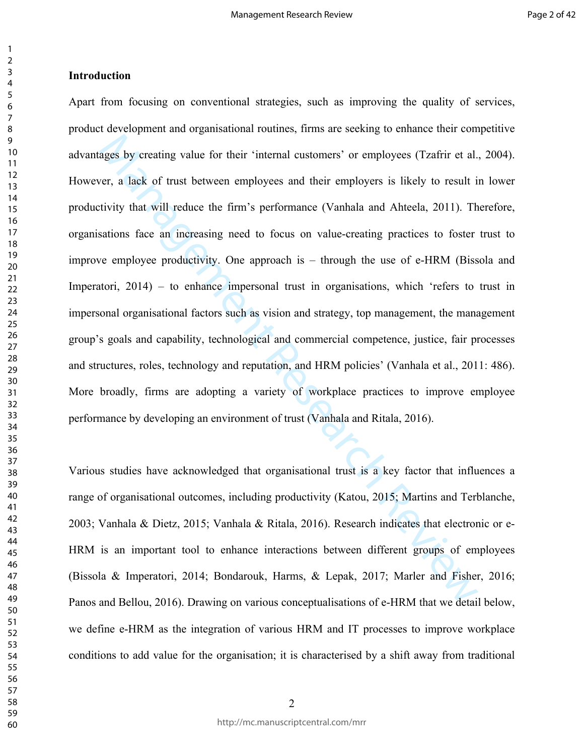## Introduction

Apart from focusing on conventional strategies, such as improving the quality of services, product development and organisational routines, firms are seeking to enhance their competitive advantages by creating value for their 'internal customers' or employees (Tzafrir et al., 2004). However, a lack of trust between employees and their employers is likely to result in lower productivity that will reduce the firm's performance (Vanhala and Ahteela, 2011). Therefore, organisations face an increasing need to focus on value-creating practices to foster trust to improve employee productivity. One approach is – through the use of e-HRM (Bissola and Imperatori, 2014) – to enhance impersonal trust in organisations, which 'refers to trust in impersonal organisational factors such as vision and strategy, top management, the management group's goals and capability, technological and commercial competence, justice, fair processes and structures, roles, technology and reputation, and HRM policies' (Vanhala et al., 2011: 486). More broadly, firms are adopting a variety of workplace practices to improve employee performance by developing an environment of trust (Vanhala and Ritala, 2016).

Various studies have acknowledged that organisational trust is a key factor that influences a range of organisational outcomes, including productivity (Katou, 2015; Martins and Terblanche, 2003; Vanhala & Dietz, 2015; Vanhala & Ritala, 2016). Research indicates that electronic or e-HRM is an important tool to enhance interactions between different groups of employees (Bissola & Imperatori, 2014; Bondarouk, Harms, & Lepak, 2017; Marler and Fisher, 2016; Panos and Bellou, 2016). Drawing on various conceptualisations of e-HRM that we detail below, we define e-HRM as the integration of various HRM and IT processes to improve workplace conditions to add value for the organisation; it is characterised by a shift away from traditional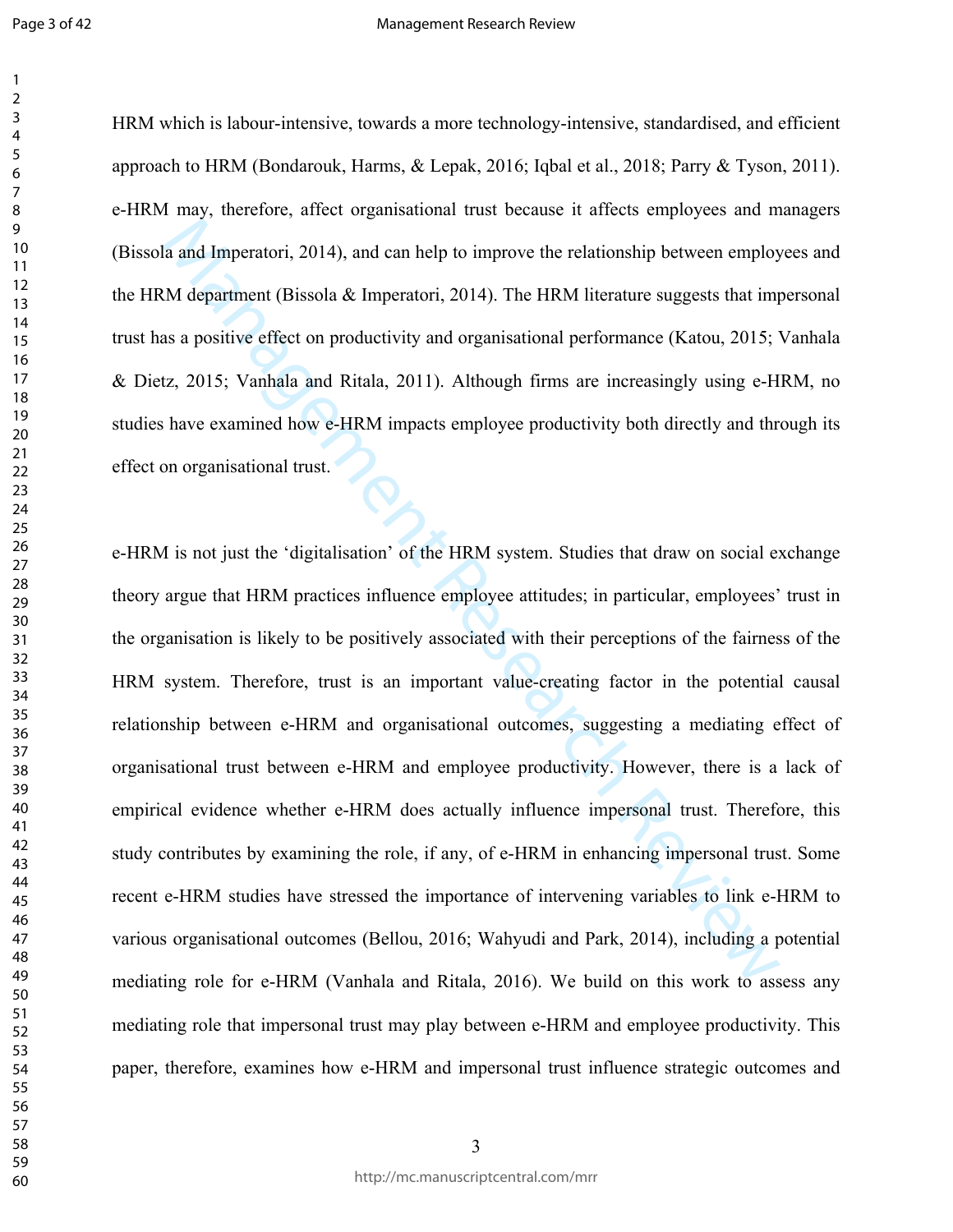HRM which is labour-intensive, towards a more technology-intensive, standardised, and efficient approach to HRM (Bondarouk, Harms, & Lepak, 2016; Iqbal et al., 2018; Parry & Tyson, 2011). e-HRM may, therefore, affect organisational trust because it affects employees and managers (Bissola and Imperatori, 2014), and can help to improve the relationship between employees and the HRM department (Bissola & Imperatori, 2014). The HRM literature suggests that impersonal trust has a positive effect on productivity and organisational performance (Katou, 2015; Vanhala & Dietz, 2015; Vanhala and Ritala, 2011). Although firms are increasingly using e-HRM, no studies have examined how e-HRM impacts employee productivity both directly and through its effect on organisational trust.

e-HRM is not just the 'digitalisation' of the HRM system. Studies that draw on social exchange theory argue that HRM practices influence employee attitudes; in particular, employees' trust in the organisation is likely to be positively associated with their perceptions of the fairness of the HRM system. Therefore, trust is an important value-creating factor in the potential causal relationship between e-HRM and organisational outcomes, suggesting a mediating effect of organisational trust between e-HRM and employee productivity. However, there is a lack of empirical evidence whether e-HRM does actually influence impersonal trust. Therefore, this study contributes by examining the role, if any, of e-HRM in enhancing impersonal trust. Some recent e-HRM studies have stressed the importance of intervening variables to link e-HRM to various organisational outcomes (Bellou, 2016; Wahyudi and Park, 2014), including a potential mediating role for e-HRM (Vanhala and Ritala, 2016). We build on this work to assess any mediating role that impersonal trust may play between e-HRM and employee productivity. This paper, therefore, examines how e-HRM and impersonal trust influence strategic outcomes and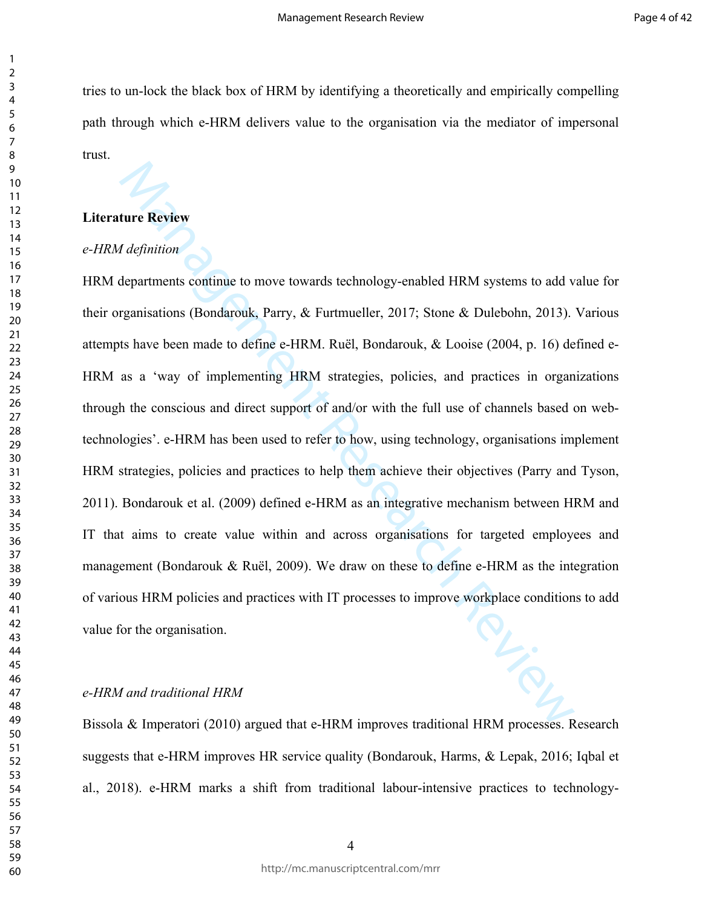tries to un-lock the black box of HRM by identifying a theoretically and empirically compelling path through which e-HRM delivers value to the organisation via the mediator of impersonal trust.

## Literature Review

### *e-HRM definition*

HRM departments continue to move towards technology-enabled HRM systems to add value for their organisations (Bondarouk, Parry, & Furtmueller, 2017; Stone & Dulebohn, 2013). Various attempts have been made to define e-HRM. Ruël, Bondarouk, & Looise (2004, p. 16) defined e-HRM as a 'way of implementing HRM strategies, policies, and practices in organizations through the conscious and direct support of and/or with the full use of channels based on web-technologies'. e-HRM has been used to refer to how, using technology, organisations implement HRM strategies, policies and practices to help them achieve their objectives (Parry and Tyson, 2011). Bondarouk et al. (2009) defined e-HRM as an integrative mechanism between HRM and IT that aims to create value within and across organisations for targeted employees and management (Bondarouk & Ruël, 2009). We draw on these to define e-HRM as the integration of various HRM policies and practices with IT processes to improve workplace conditions to add value for the organisation.

### *e-HRM and traditional HRM*

Bissola & Imperatori (2010) argued that e-HRM improves traditional HRM processes. Research suggests that e-HRM improves HR service quality (Bondarouk, Harms, & Lepak, 2016; Iqbal et al., 2018). e-HRM marks a shift from traditional labour-intensive practices to technology-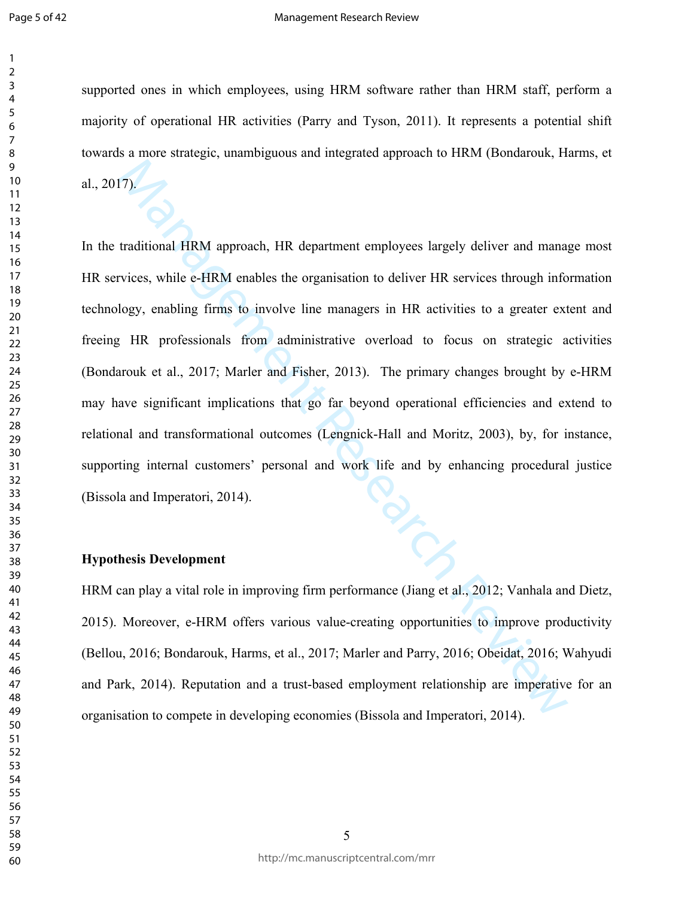supported ones in which employees, using HRM software rather than HRM staff, perform a majority of operational HR activities (Parry and Tyson, 2011). It represents a potential shift towards a more strategic, unambiguous and integrated approach to HRM (Bondarouk, Harms, et al., 2017).

In the traditional HRM approach, HR department employees largely deliver and manage most HR services, while e-HRM enables the organisation to deliver HR services through information technology, enabling firms to involve line managers in HR activities to a greater extent and freeing HR professionals from administrative overload to focus on strategic activities (Bondarouk et al., 2017; Marler and Fisher, 2013). The primary changes brought by e-HRM may have significant implications that go far beyond operational efficiencies and extend to relational and transformational outcomes (Lengnick-Hall and Moritz, 2003), by, for instance, supporting internal customers' personal and work life and by enhancing procedural justice (Bissola and Imperatori, 2014).

**Hypothesis Development**

HRM can play a vital role in improving firm performance (Jiang et al., 2012; Vanhala and Dietz, 2015). Moreover, e-HRM offers various value-creating opportunities to improve productivity (Bellou, 2016; Bondarouk, Harms, et al., 2017; Marler and Parry, 2016; Obeidat, 2016; Wahyudi and Park, 2014). Reputation and a trust-based employment relationship are imperative for an organisation to compete in developing economies (Bissola and Imperatori, 2014).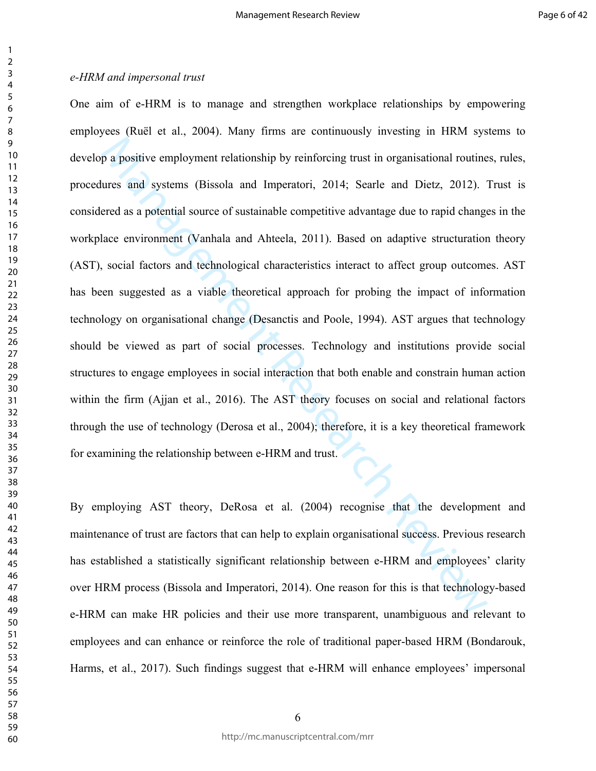*e-HRM and impersonal trust*

One aim of e-HRM is to manage and strengthen workplace relationships by empowering employees (Ruël et al., 2004). Many firms are continuously investing in HRM systems to develop a positive employment relationship by reinforcing trust in organisational routines, rules, procedures and systems (Bissola and Imperatori, 2014; Searle and Dietz, 2012). Trust is considered as a potential source of sustainable competitive advantage due to rapid changes in the workplace environment (Vanhala and Ahteela, 2011). Based on adaptive structuration theory (AST), social factors and technological characteristics interact to affect group outcomes. AST has been suggested as a viable theoretical approach for probing the impact of information technology on organisational change (Desanctis and Poole, 1994). AST argues that technology should be viewed as part of social processes. Technology and institutions provide social structures to engage employees in social interaction that both enable and constrain human action within the firm (Ajjan et al., 2016). The AST theory focuses on social and relational factors through the use of technology (Derosa et al., 2004); therefore, it is a key theoretical framework for examining the relationship between e-HRM and trust.

By employing AST theory, DeRosa et al. (2004) recognise that the development and maintenance of trust are factors that can help to explain organisational success. Previous research has established a statistically significant relationship between e-HRM and employees' clarity over HRM process (Bissola and Imperatori, 2014). One reason for this is that technology-based e-HRM can make HR policies and their use more transparent, unambiguous and relevant to employees and can enhance or reinforce the role of traditional paper-based HRM (Bondarouk, Harms, et al., 2017). Such findings suggest that e-HRM will enhance employees' impersonal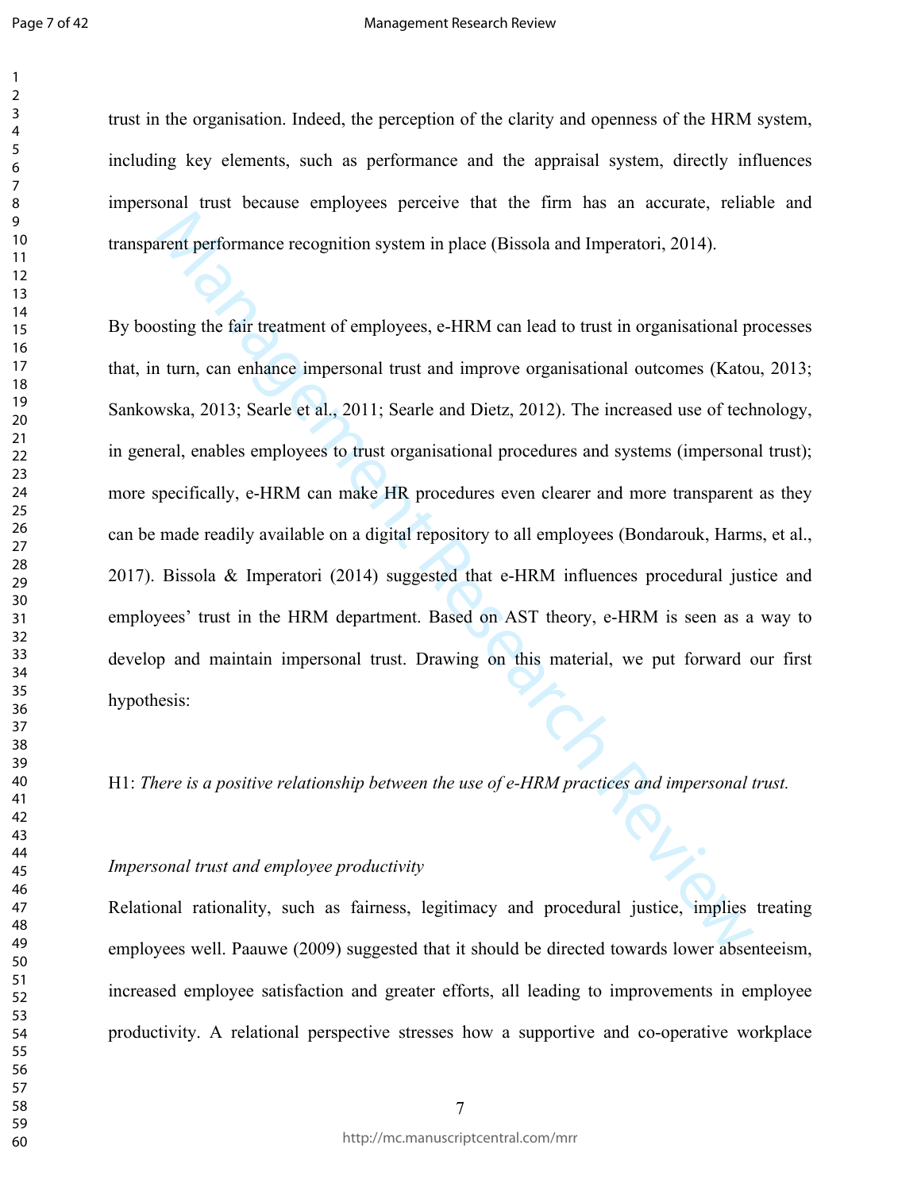trust in the organisation. Indeed, the perception of the clarity and openness of the HRM system, including key elements, such as performance and the appraisal system, directly influences impersonal trust because employees perceive that the firm has an accurate, reliable and transparent performance recognition system in place (Bissola and Imperatori, 2014).

By boosting the fair treatment of employees, e-HRM can lead to trust in organisational processes that, in turn, can enhance impersonal trust and improve organisational outcomes (Katou, 2013; Sankowska, 2013; Searle et al., 2011; Searle and Dietz, 2012). The increased use of technology, in general, enables employees to trust organisational procedures and systems (impersonal trust); more specifically, e-HRM can make HR procedures even clearer and more transparent as they can be made readily available on a digital repository to all employees (Bondarouk, Harms, et al., 2017). Bissola & Imperatori (2014) suggested that e-HRM influences procedural justice and employees' trust in the HRM department. Based on AST theory, e-HRM is seen as a way to develop and maintain impersonal trust. Drawing on this material, we put forward our first hypothesis:

H1: *There is a positive relationship between the use of e-HRM practices and impersonal trust.*

*Impersonal trust and employee productivity*

Relational rationality, such as fairness, legitimacy and procedural justice, implies treating employees well. Paauwe (2009) suggested that it should be directed towards lower absenteeism, increased employee satisfaction and greater efforts, all leading to improvements in employee productivity. A relational perspective stresses how a supportive and co-operative workplace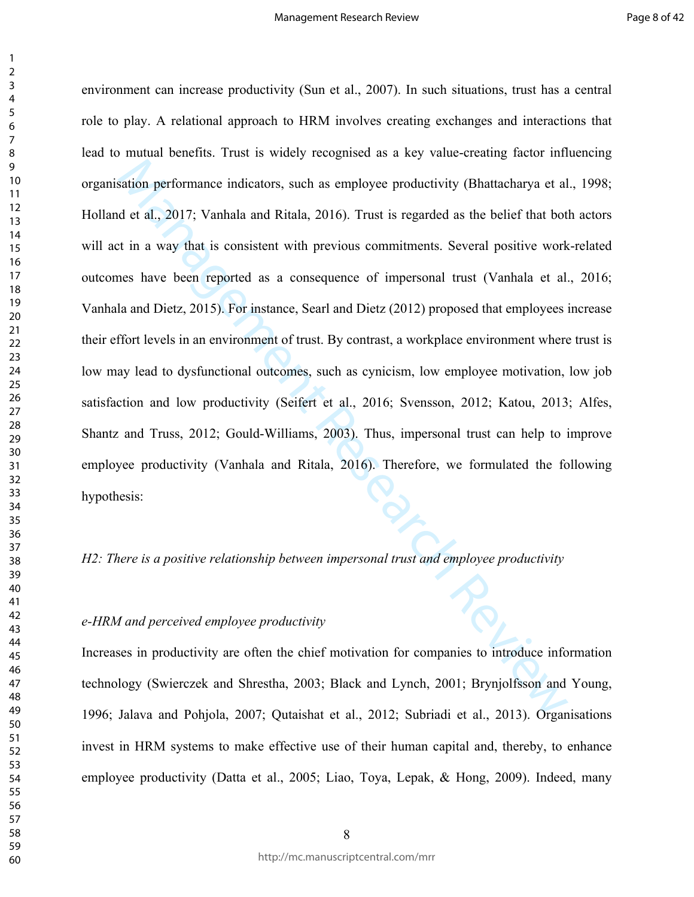environment can increase productivity (Sun et al., 2007). In such situations, trust has a central role to play. A relational approach to HRM involves creating exchanges and interactions that lead to mutual benefits. Trust is widely recognised as a key value-creating factor influencing organisation performance indicators, such as employee productivity (Bhattacharya et al., 1998; Holland et al., 2017; Vanhala and Ritala, 2016). Trust is regarded as the belief that both actors will act in a way that is consistent with previous commitments. Several positive work-related outcomes have been reported as a consequence of impersonal trust (Vanhala et al., 2016; Vanhala and Dietz, 2015). For instance, Searl and Dietz (2012) proposed that employees increase their effort levels in an environment of trust. By contrast, a workplace environment where trust is low may lead to dysfunctional outcomes, such as cynicism, low employee motivation, low job satisfaction and low productivity (Seifert et al., 2016; Svensson, 2012; Katou, 2013; Alfes, Shantz and Truss, 2012; Gould-Williams, 2003). Thus, impersonal trust can help to improve employee productivity (Vanhala and Ritala, 2016). Therefore, we formulated the following hypothesis:

*H2: There is a positive relationship between impersonal trust and employee productivity*

### *e-HRM and perceived employee productivity*

Increases in productivity are often the chief motivation for companies to introduce information technology (Swierczek and Shrestha, 2003; Black and Lynch, 2001; Brynjolfsson and Young, 1996; Jalava and Pohjola, 2007; Qutaishat et al., 2012; Subriadi et al., 2013). Organisations invest in HRM systems to make effective use of their human capital and, thereby, to enhance employee productivity (Datta et al., 2005; Liao, Toya, Lepak, & Hong, 2009). Indeed, many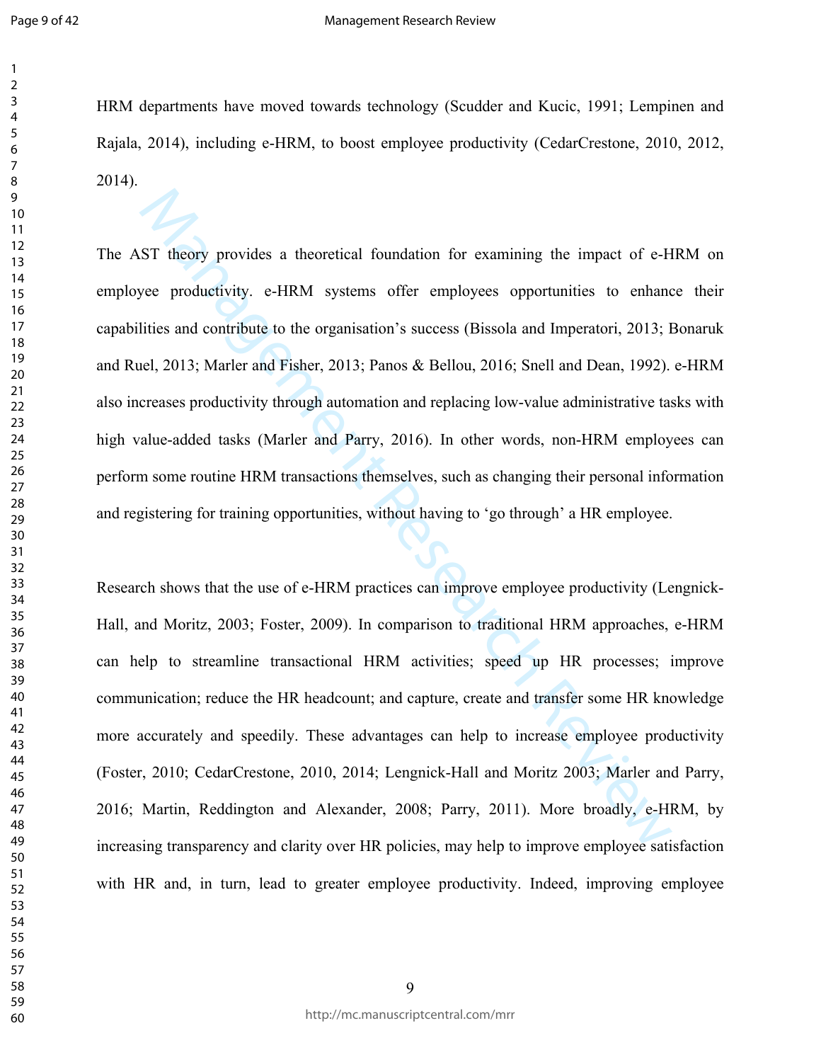HRM departments have moved towards technology (Scudder and Kucic, 1991; Lempinen and Rajala, 2014), including e-HRM, to boost employee productivity (CedarCrestone, 2010, 2012, 2014).

The AST theory provides a theoretical foundation for examining the impact of e-HRM on employee productivity. e-HRM systems offer employees opportunities to enhance their capabilities and contribute to the organisation's success (Bissola and Imperatori, 2013; Bonaruk and Ruel, 2013; Marler and Fisher, 2013; Panos & Bellou, 2016; Snell and Dean, 1992). e-HRM also increases productivity through automation and replacing low-value administrative tasks with high value-added tasks (Marler and Parry, 2016). In other words, non-HRM employees can perform some routine HRM transactions themselves, such as changing their personal information and registering for training opportunities, without having to 'go through' a HR employee.

Research shows that the use of e-HRM practices can improve employee productivity (Lengnick-Hall, and Moritz, 2003; Foster, 2009). In comparison to traditional HRM approaches, e-HRM can help to streamline transactional HRM activities; speed up HR processes; improve communication; reduce the HR headcount; and capture, create and transfer some HR knowledge more accurately and speedily. These advantages can help to increase employee productivity (Foster, 2010; CedarCrestone, 2010, 2014; Lengnick-Hall and Moritz 2003; Marler and Parry, 2016; Martin, Reddington and Alexander, 2008; Parry, 2011). More broadly, e-HRM, by increasing transparency and clarity over HR policies, may help to improve employee satisfaction with HR and, in turn, lead to greater employee productivity. Indeed, improving employee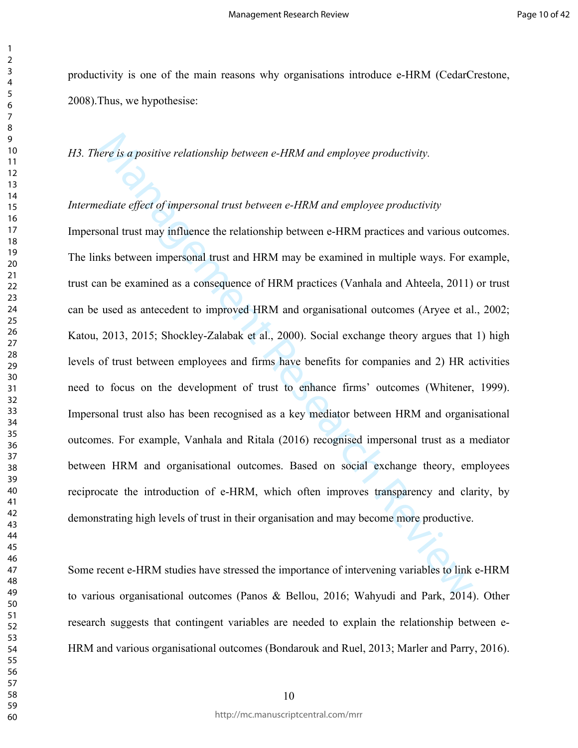productivity is one of the main reasons why organisations introduce e-HRM (CedarCrestone, 2008).Thus, we hypothesise:

*H3. There is a positive relationship between e-HRM and employee productivity.*

*Intermediate effect of impersonal trust between e-HRM and employee productivity*

Impersonal trust may influence the relationship between e-HRM practices and various outcomes. The links between impersonal trust and HRM may be examined in multiple ways. For example, trust can be examined as a consequence of HRM practices (Vanhala and Ahteela, 2011) or trust can be used as antecedent to improved HRM and organisational outcomes (Aryee et al., 2002; Katou, 2013, 2015; Shockley-Zalabak et al., 2000). Social exchange theory argues that 1) high levels of trust between employees and firms have benefits for companies and 2) HR activities need to focus on the development of trust to enhance firms' outcomes (Whitener, 1999). Impersonal trust also has been recognised as a key mediator between HRM and organisational outcomes. For example, Vanhala and Ritala (2016) recognised impersonal trust as a mediator between HRM and organisational outcomes. Based on social exchange theory, employees reciprocate the introduction of e-HRM, which often improves transparency and clarity, by demonstrating high levels of trust in their organisation and may become more productive.

Some recent e-HRM studies have stressed the importance of intervening variables to link e-HRM to various organisational outcomes (Panos & Bellou, 2016; Wahyudi and Park, 2014). Other research suggests that contingent variables are needed to explain the relationship between e-HRM and various organisational outcomes (Bondarouk and Ruel, 2013; Marler and Parry, 2016).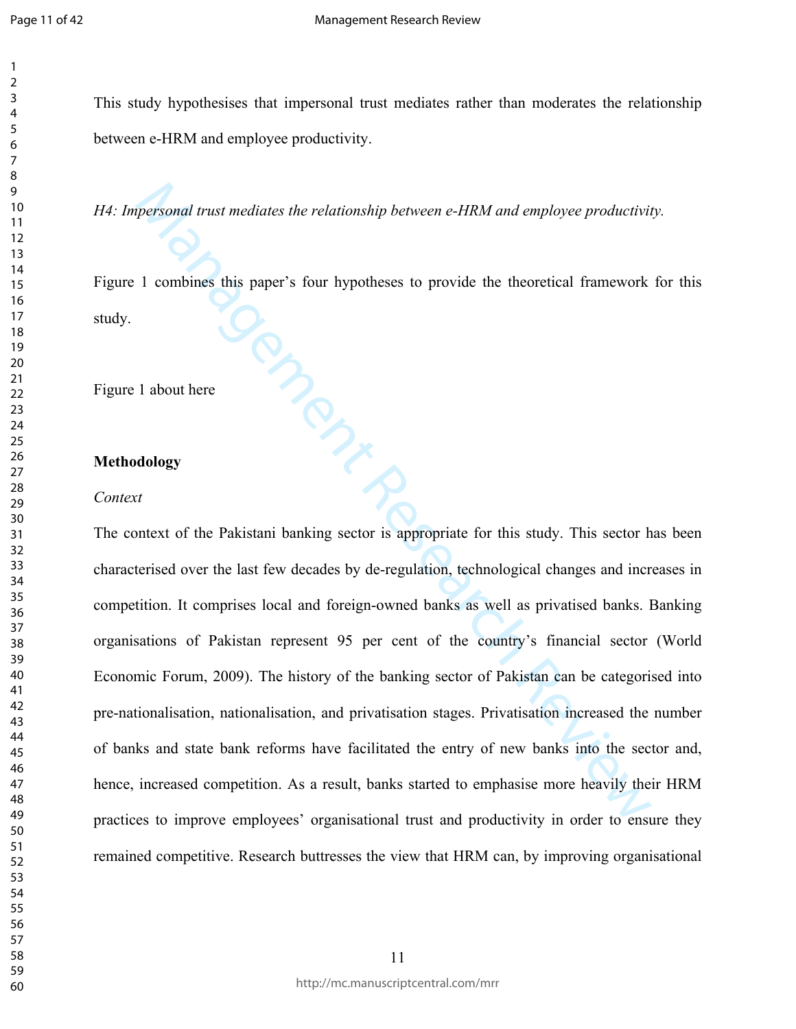This study hypothesises that impersonal trust mediates rather than moderates the relationship between e-HRM and employee productivity.

*H4: Impersonal trust mediates the relationship between e-HRM and employee productivity.*

Figure 1 combines this paper's four hypotheses to provide the theoretical framework for this study.

Figure 1 about here

## Methodology

### *Context*

The context of the Pakistani banking sector is appropriate for this study. This sector has been characterised over the last few decades by de-regulation, technological changes and increases in competition. It comprises local and foreign-owned banks as well as privatised banks. Banking organisations of Pakistan represent 95 per cent of the country's financial sector (World Economic Forum, 2009). The history of the banking sector of Pakistan can be categorised into pre-nationalisation, nationalisation, and privatisation stages. Privatisation increased the number of banks and state bank reforms have facilitated the entry of new banks into the sector and, hence, increased competition. As a result, banks started to emphasise more heavily their HRM practices to improve employees' organisational trust and productivity in order to ensure they remained competitive. Research buttresses the view that HRM can, by improving organisational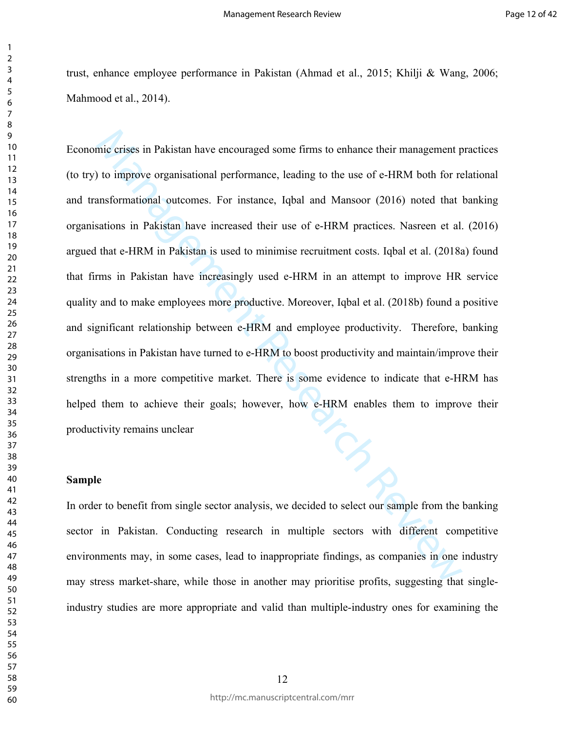trust, enhance employee performance in Pakistan (Ahmad et al., 2015; Khilji & Wang, 2006; Mahmood et al., 2014).

Economic crises in Pakistan have encouraged some firms to enhance their management practices (to try) to improve organisational performance, leading to the use of e-HRM both for relational and transformational outcomes. For instance, Iqbal and Mansoor (2016) noted that banking organisations in Pakistan have increased their use of e-HRM practices. Nasreen et al. (2016) argued that e-HRM in Pakistan is used to minimise recruitment costs. Iqbal et al. (2018a) found that firms in Pakistan have increasingly used e-HRM in an attempt to improve HR service quality and to make employees more productive. Moreover, Iqbal et al. (2018b) found a positive and significant relationship between e-HRM and employee productivity. Therefore, banking organisations in Pakistan have turned to e-HRM to boost productivity and maintain/improve their strengths in a more competitive market. There is some evidence to indicate that e-HRM has helped them to achieve their goals; however, how e-HRM enables them to improve their productivity remains unclear

**Sample**

In order to benefit from single sector analysis, we decided to select our sample from the banking sector in Pakistan. Conducting research in multiple sectors with different competitive environments may, in some cases, lead to inappropriate findings, as companies in one industry may stress market-share, while those in another may prioritise profits, suggesting that single-industry studies are more appropriate and valid than multiple-industry ones for examining the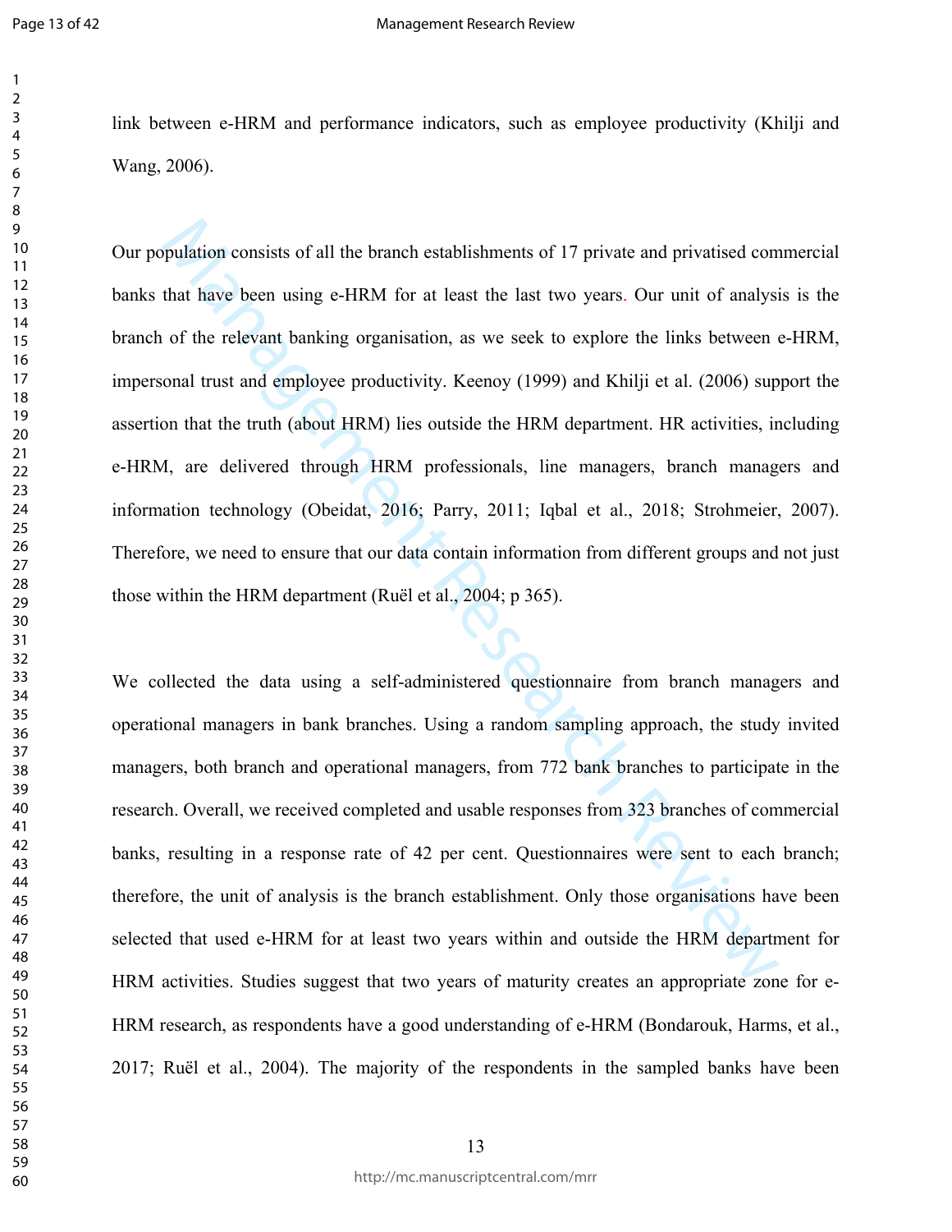link between e-HRM and performance indicators, such as employee productivity (Khilji and Wang, 2006).

Our population consists of all the branch establishments of 17 private and privatised commercial banks that have been using e-HRM for at least the last two years. Our unit of analysis is the branch of the relevant banking organisation, as we seek to explore the links between e-HRM, impersonal trust and employee productivity. Keenoy (1999) and Khilji et al. (2006) support the assertion that the truth (about HRM) lies outside the HRM department. HR activities, including e-HRM, are delivered through HRM professionals, line managers, branch managers and information technology (Obeidat, 2016; Parry, 2011; Iqbal et al., 2018; Strohmeier, 2007). Therefore, we need to ensure that our data contain information from different groups and not just those within the HRM department (Ruël et al., 2004; p 365).

We collected the data using a self-administered questionnaire from branch managers and operational managers in bank branches. Using a random sampling approach, the study invited managers, both branch and operational managers, from 772 bank branches to participate in the research. Overall, we received completed and usable responses from 323 branches of commercial banks, resulting in a response rate of 42 per cent. Questionnaires were sent to each branch; therefore, the unit of analysis is the branch establishment. Only those organisations have been selected that used e-HRM for at least two years within and outside the HRM department for HRM activities. Studies suggest that two years of maturity creates an appropriate zone for e-HRM research, as respondents have a good understanding of e-HRM (Bondarouk, Harms, et al., 2017; Ruël et al., 2004). The majority of the respondents in the sampled banks have been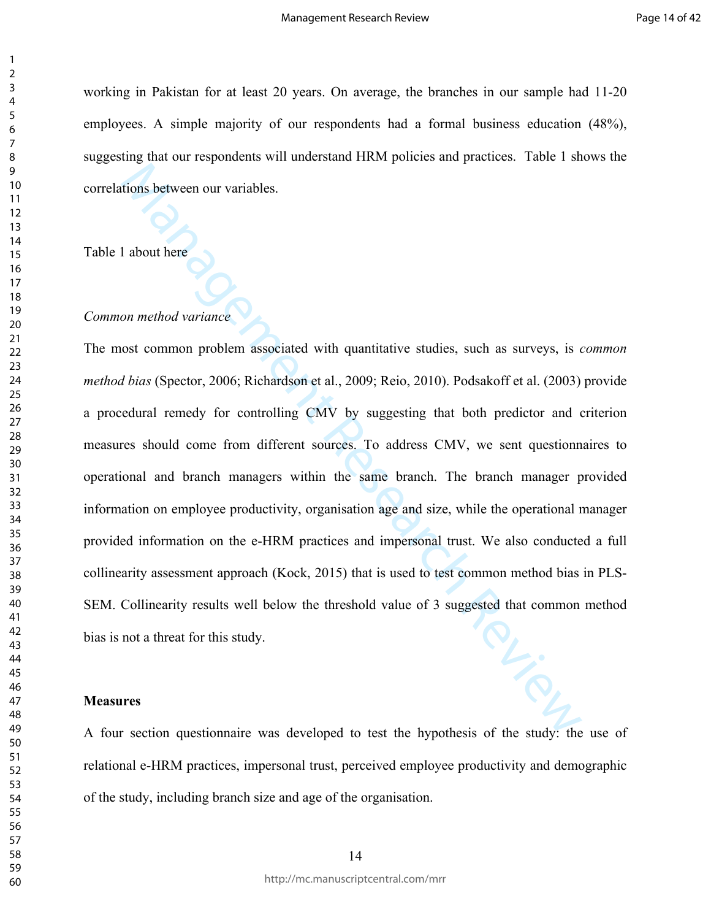working in Pakistan for at least 20 years. On average, the branches in our sample had 11-20 employees. A simple majority of our respondents had a formal business education (48%), suggesting that our respondents will understand HRM policies and practices. Table 1 shows the correlations between our variables.

Table 1 about here

*Common method variance*

The most common problem associated with quantitative studies, such as surveys, is *common method bias* (Spector, 2006; Richardson et al., 2009; Reio, 2010). Podsakoff et al. (2003) provide a procedural remedy for controlling CMV by suggesting that both predictor and criterion measures should come from different sources. To address CMV, we sent questionnaires to operational and branch managers within the same branch. The branch manager provided information on employee productivity, organisation age and size, while the operational manager provided information on the e-HRM practices and impersonal trust. We also conducted a full collinearity assessment approach (Kock, 2015) that is used to test common method bias in PLS-SEM. Collinearity results well below the threshold value of 3 suggested that common method bias is not a threat for this study.

**Measures**

A four section questionnaire was developed to test the hypothesis of the study: the use of relational e-HRM practices, impersonal trust, perceived employee productivity and demographic of the study, including branch size and age of the organisation.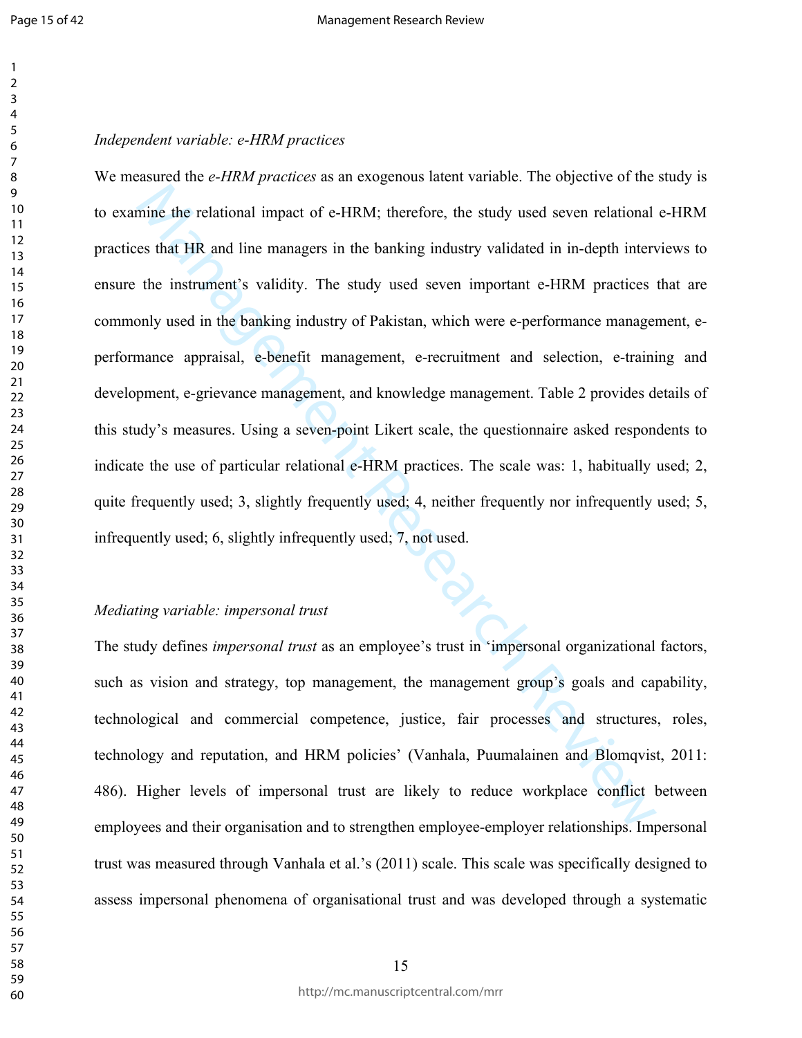*Independent variable: e-HRM practices*

We measured the *e-HRM practices* as an exogenous latent variable. The objective of the study is to examine the relational impact of e-HRM; therefore, the study used seven relational e-HRM practices that HR and line managers in the banking industry validated in in-depth interviews to ensure the instrument's validity. The study used seven important e-HRM practices that are commonly used in the banking industry of Pakistan, which were e-performance management, e-performance appraisal, e-benefit management, e-recruitment and selection, e-training and development, e-grievance management, and knowledge management. Table 2 provides details of this study's measures. Using a seven-point Likert scale, the questionnaire asked respondents to indicate the use of particular relational e-HRM practices. The scale was: 1, habitually used; 2, quite frequently used; 3, slightly frequently used; 4, neither frequently nor infrequently used; 5, infrequently used; 6, slightly infrequently used; 7, not used.

*Mediating variable: impersonal trust*

The study defines *impersonal trust* as an employee's trust in 'impersonal organizational factors, such as vision and strategy, top management, the management group's goals and capability, technological and commercial competence, justice, fair processes and structures, roles, technology and reputation, and HRM policies' (Vanhala, Puumalainen and Blomqvist, 2011: 486). Higher levels of impersonal trust are likely to reduce workplace conflict between employees and their organisation and to strengthen employee-employer relationships. Impersonal trust was measured through Vanhala et al.'s (2011) scale. This scale was specifically designed to assess impersonal phenomena of organisational trust and was developed through a systematic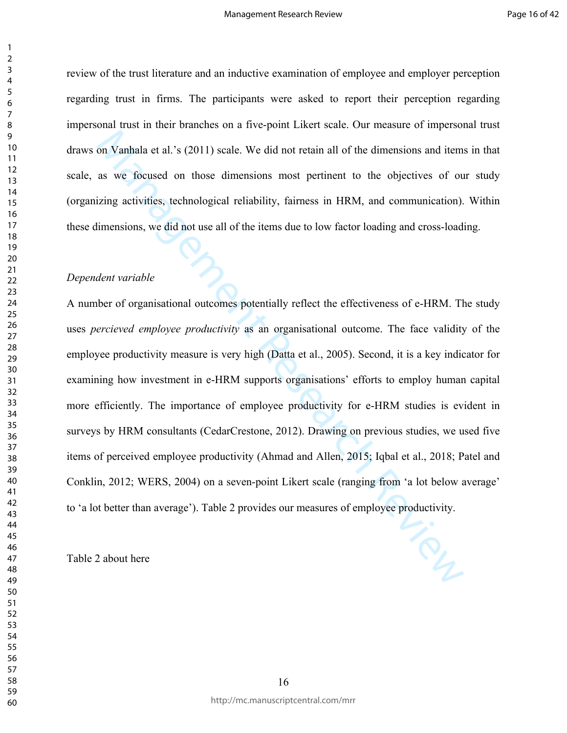review of the trust literature and an inductive examination of employee and employer perception regarding trust in firms. The participants were asked to report their perception regarding impersonal trust in their branches on a five-point Likert scale. Our measure of impersonal trust draws on Vanhala et al.'s (2011) scale. We did not retain all of the dimensions and items in that scale, as we focused on those dimensions most pertinent to the objectives of our study (organizing activities, technological reliability, fairness in HRM, and communication). Within these dimensions, we did not use all of the items due to low factor loading and cross-loading.

*Dependent variable*

A number of organisational outcomes potentially reflect the effectiveness of e-HRM. The study uses *percieved employee productivity* as an organisational outcome. The face validity of the employee productivity measure is very high (Datta et al., 2005). Second, it is a key indicator for examining how investment in e-HRM supports organisations' efforts to employ human capital more efficiently. The importance of employee productivity for e-HRM studies is evident in surveys by HRM consultants (CedarCrestone, 2012). Drawing on previous studies, we used five items of perceived employee productivity (Ahmad and Allen, 2015; Iqbal et al., 2018; Patel and Conklin, 2012; WERS, 2004) on a seven-point Likert scale (ranging from 'a lot below average' to 'a lot better than average'). Table 2 provides our measures of employee productivity.

Table 2 about here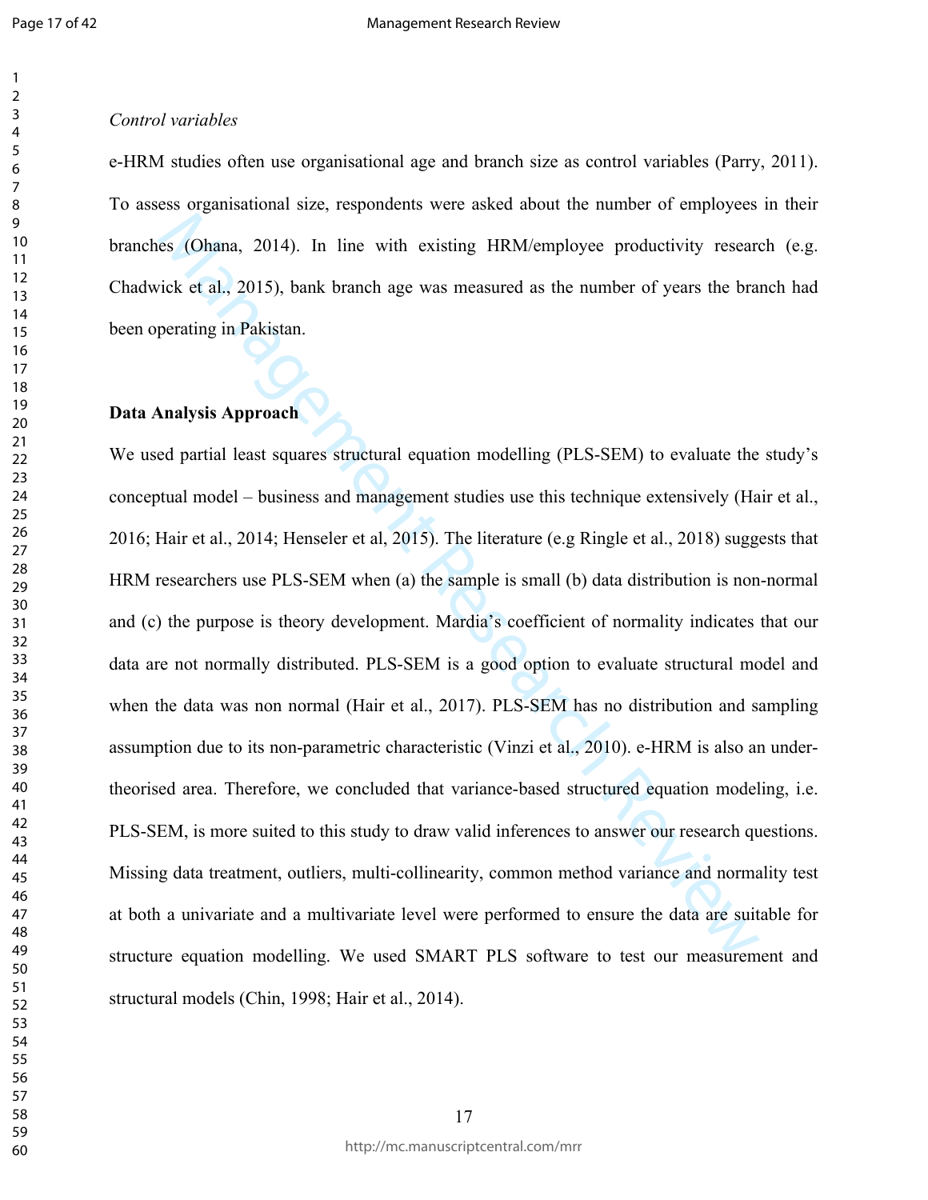*Control variables*

e-HRM studies often use organisational age and branch size as control variables (Parry, 2011). To assess organisational size, respondents were asked about the number of employees in their branches (Ohana, 2014). In line with existing HRM/employee productivity research (e.g. Chadwick et al., 2015), bank branch age was measured as the number of years the branch had been operating in Pakistan.

**Data Analysis Approach**

We used partial least squares structural equation modelling (PLS-SEM) to evaluate the study's conceptual model – business and management studies use this technique extensively (Hair et al., 2016; Hair et al., 2014; Henseler et al, 2015). The literature (e.g Ringle et al., 2018) suggests that HRM researchers use PLS-SEM when (a) the sample is small (b) data distribution is non-normal and (c) the purpose is theory development. Mardia's coefficient of normality indicates that our data are not normally distributed. PLS-SEM is a good option to evaluate structural model and when the data was non normal (Hair et al., 2017). PLS-SEM has no distribution and sampling assumption due to its non-parametric characteristic (Vinzi et al., 2010). e-HRM is also an under-theorised area. Therefore, we concluded that variance-based structured equation modeling, i.e. PLS-SEM, is more suited to this study to draw valid inferences to answer our research questions. Missing data treatment, outliers, multi-collinearity, common method variance and normality test at both a univariate and a multivariate level were performed to ensure the data are suitable for structure equation modelling. We used SMART PLS software to test our measurement and structural models (Chin, 1998; Hair et al., 2014).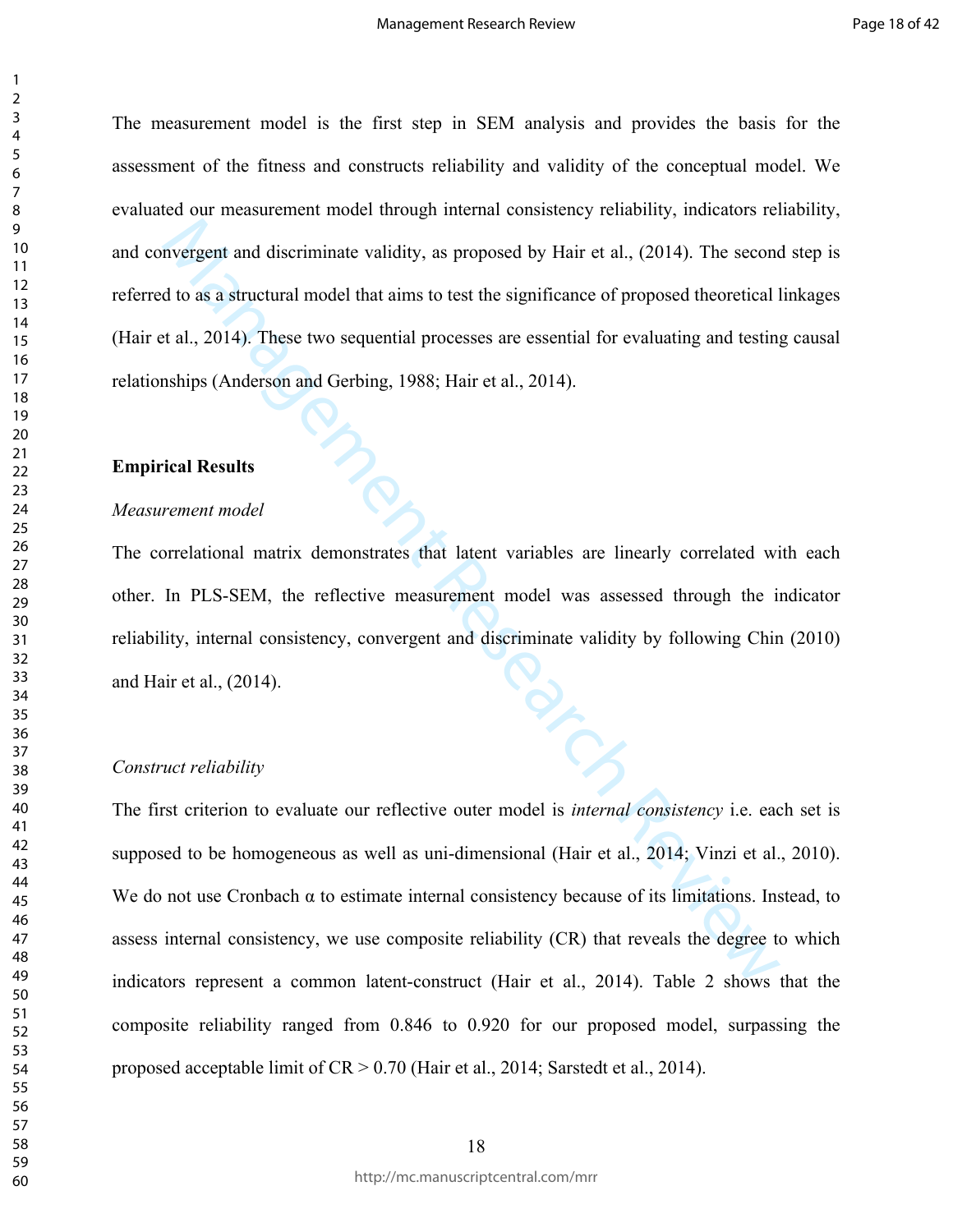The measurement model is the first step in SEM analysis and provides the basis for the assessment of the fitness and constructs reliability and validity of the conceptual model. We evaluated our measurement model through internal consistency reliability, indicators reliability, and convergent and discriminate validity, as proposed by Hair et al., (2014). The second step is referred to as a structural model that aims to test the significance of proposed theoretical linkages (Hair et al., 2014). These two sequential processes are essential for evaluating and testing causal relationships (Anderson and Gerbing, 1988; Hair et al., 2014).

## Empirical Results

### *Measurement model*

The correlational matrix demonstrates that latent variables are linearly correlated with each other. In PLS-SEM, the reflective measurement model was assessed through the indicator reliability, internal consistency, convergent and discriminate validity by following Chin (2010) and Hair et al., (2014).

### *Construct reliability*

The first criterion to evaluate our reflective outer model is *internal consistency* i.e. each set is supposed to be homogeneous as well as uni-dimensional (Hair et al., 2014; Vinzi et al., 2010). We do not use Cronbach $\alpha$ to estimate internal consistency because of its limitations. Instead, to assess internal consistency, we use composite reliability (CR) that reveals the degree to which indicators represent a common latent-construct (Hair et al., 2014). Table 2 shows that the composite reliability ranged from 0.846 to 0.920 for our proposed model, surpassing the proposed acceptable limit of $CR > 0.70$ (Hair et al., 2014; Sarstedt et al., 2014).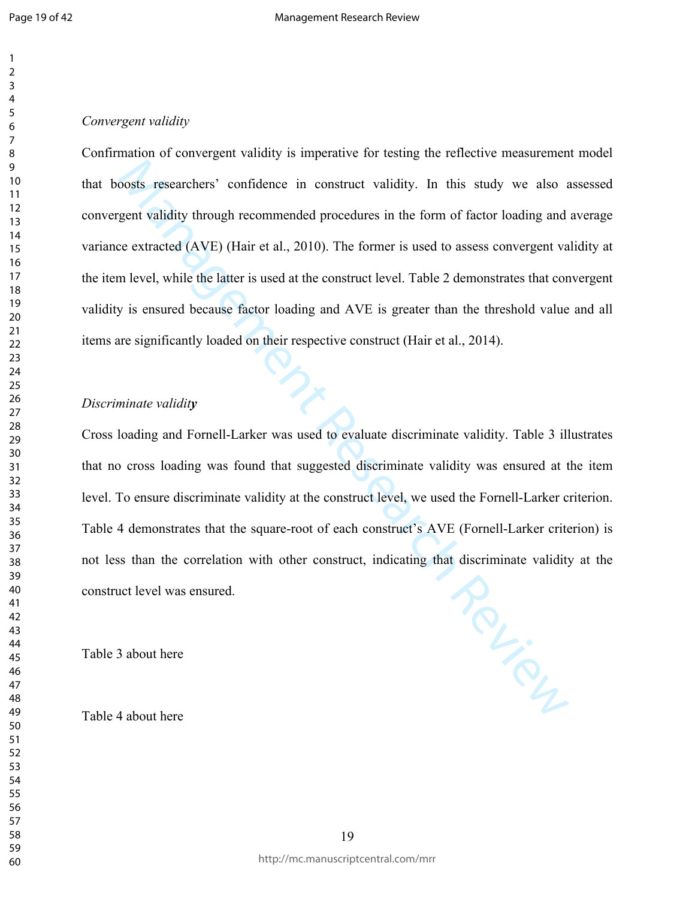*Convergent validity*

Confirmation of convergent validity is imperative for testing the reflective measurement model that boosts researchers' confidence in construct validity. In this study we also assessed convergent validity through recommended procedures in the form of factor loading and average variance extracted (AVE) (Hair et al., 2010). The former is used to assess convergent validity at the item level, while the latter is used at the construct level. Table 2 demonstrates that convergent validity is ensured because factor loading and AVE is greater than the threshold value and all items are significantly loaded on their respective construct (Hair et al., 2014).

*Discriminate validity*

Cross loading and Fornell-Larker was used to evaluate discriminate validity. Table 3 illustrates that no cross loading was found that suggested discriminate validity was ensured at the item level. To ensure discriminate validity at the construct level, we used the Fornell-Larker criterion. Table 4 demonstrates that the square-root of each construct's AVE (Fornell-Larker criterion) is not less than the correlation with other construct, indicating that discriminate validity at the construct level was ensured.

Table 3 about here

Table 4 about here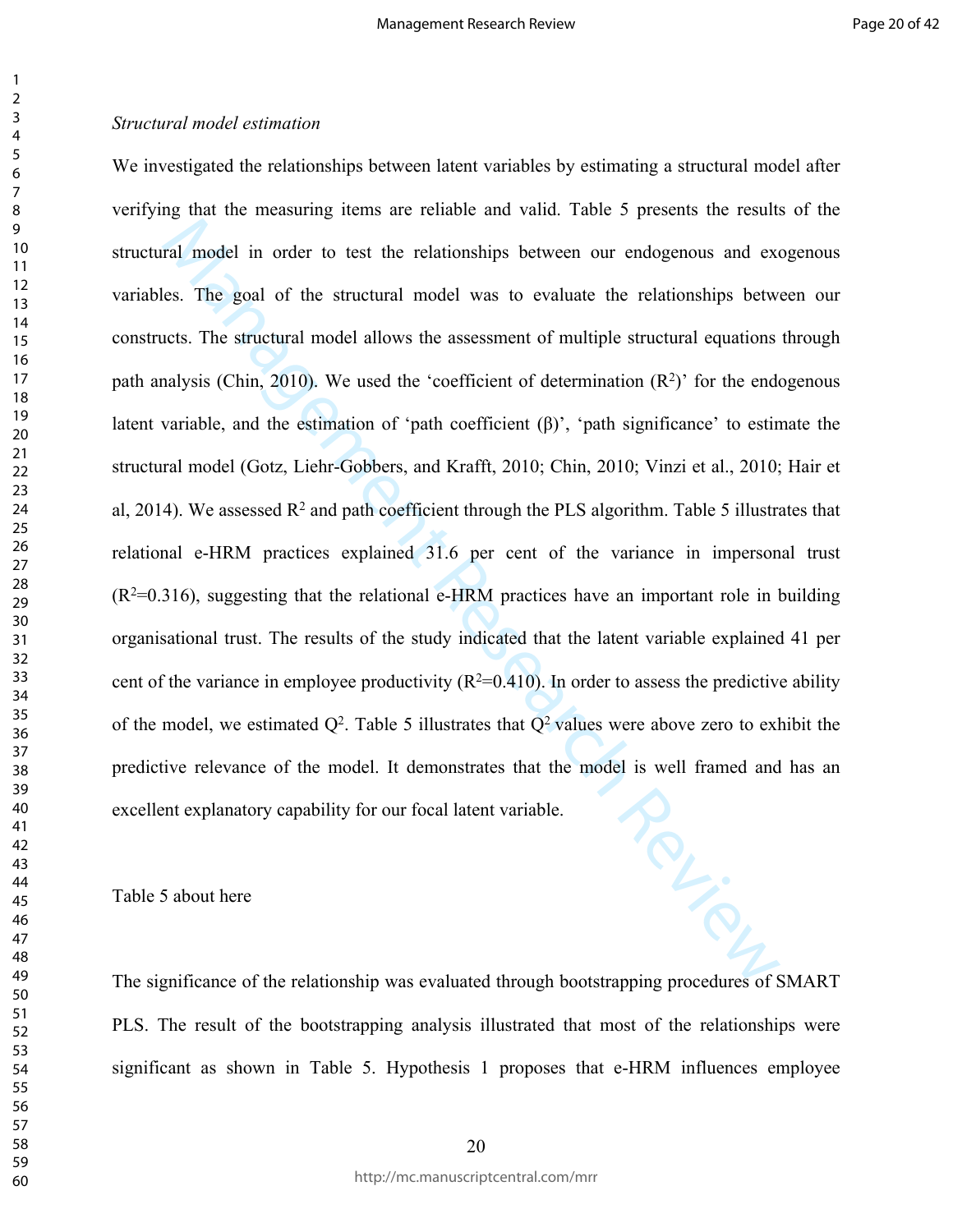*Structural model estimation*

We investigated the relationships between latent variables by estimating a structural model after verifying that the measuring items are reliable and valid. Table 5 presents the results of the structural model in order to test the relationships between our endogenous and exogenous variables. The goal of the structural model was to evaluate the relationships between our constructs. The structural model allows the assessment of multiple structural equations through path analysis (Chin, 2010). We used the 'coefficient of determination ($R^2$)' for the endogenous latent variable, and the estimation of 'path coefficient (β)', 'path significance' to estimate the structural model (Gotz, Liehr-Gobbers, and Krafft, 2010; Chin, 2010; Vinzi et al., 2010; Hair et al, 2014). We assessed $R^2$ and path coefficient through the PLS algorithm. Table 5 illustrates that relational e-HRM practices explained 31.6 per cent of the variance in impersonal trust ($R^2$=0.316), suggesting that the relational e-HRM practices have an important role in building organisational trust. The results of the study indicated that the latent variable explained 41 per cent of the variance in employee productivity ($R^2$=0.410). In order to assess the predictive ability of the model, we estimated $Q^2$. Table 5 illustrates that $Q^2$ values were above zero to exhibit the predictive relevance of the model. It demonstrates that the model is well framed and has an excellent explanatory capability for our focal latent variable.

Table 5 about here

The significance of the relationship was evaluated through bootstrapping procedures of SMART PLS. The result of the bootstrapping analysis illustrated that most of the relationships were significant as shown in Table 5. Hypothesis 1 proposes that e-HRM influences employee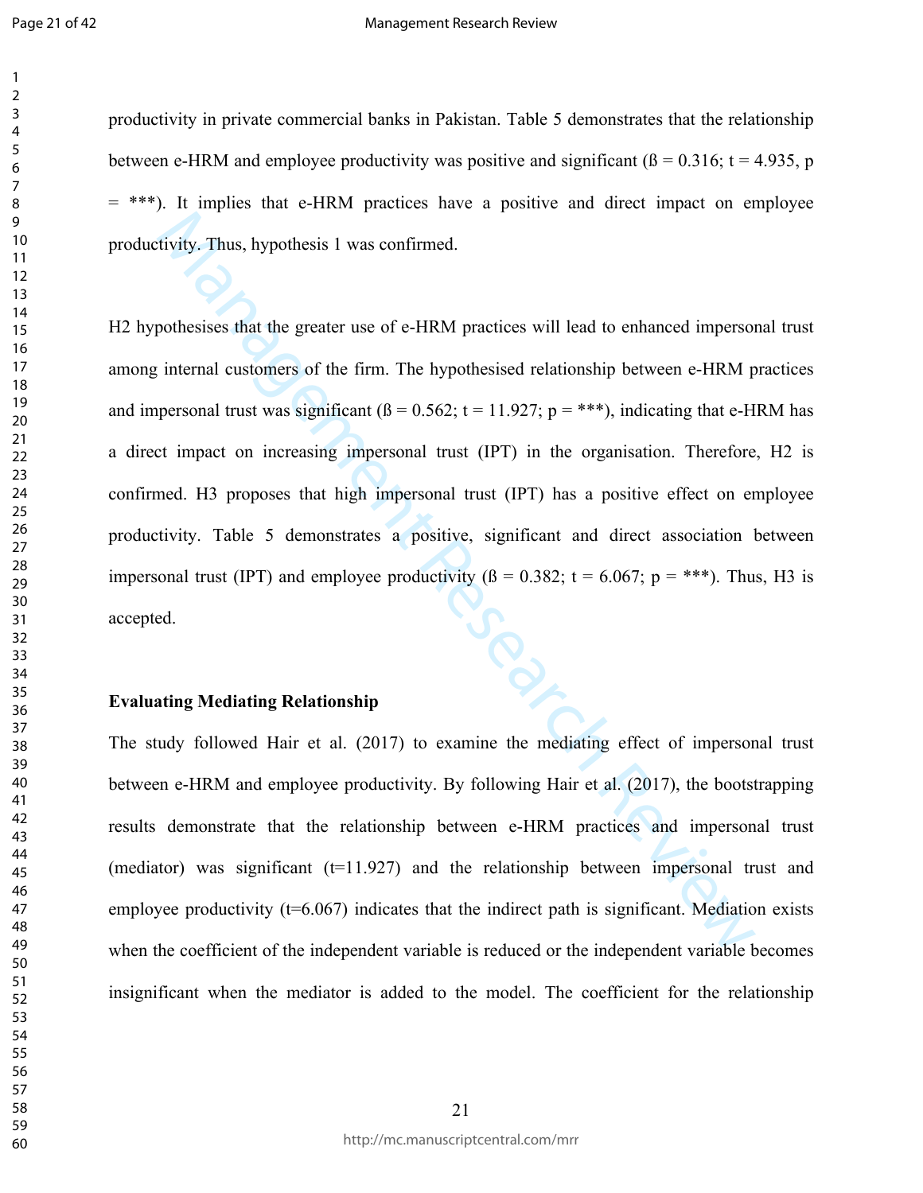productivity in private commercial banks in Pakistan. Table 5 demonstrates that the relationship between e-HRM and employee productivity was positive and significant (ß = 0.316; t = 4.935, p = ***). It implies that e-HRM practices have a positive and direct impact on employee productivity. Thus, hypothesis 1 was confirmed.

H2 hypothesises that the greater use of e-HRM practices will lead to enhanced impersonal trust among internal customers of the firm. The hypothesised relationship between e-HRM practices and impersonal trust was significant (ß = 0.562; t = 11.927; p = ***), indicating that e-HRM has a direct impact on increasing impersonal trust (IPT) in the organisation. Therefore, H2 is confirmed. H3 proposes that high impersonal trust (IPT) has a positive effect on employee productivity. Table 5 demonstrates a positive, significant and direct association between impersonal trust (IPT) and employee productivity (ß = 0.382; t = 6.067; p = ***). Thus, H3 is accepted.

**Evaluating Mediating Relationship**

The study followed Hair et al. (2017) to examine the mediating effect of impersonal trust between e-HRM and employee productivity. By following Hair et al. (2017), the bootstrapping results demonstrate that the relationship between e-HRM practices and impersonal trust (mediator) was significant (t=11.927) and the relationship between impersonal trust and employee productivity (t=6.067) indicates that the indirect path is significant. Mediation exists when the coefficient of the independent variable is reduced or the independent variable becomes insignificant when the mediator is added to the model. The coefficient for the relationship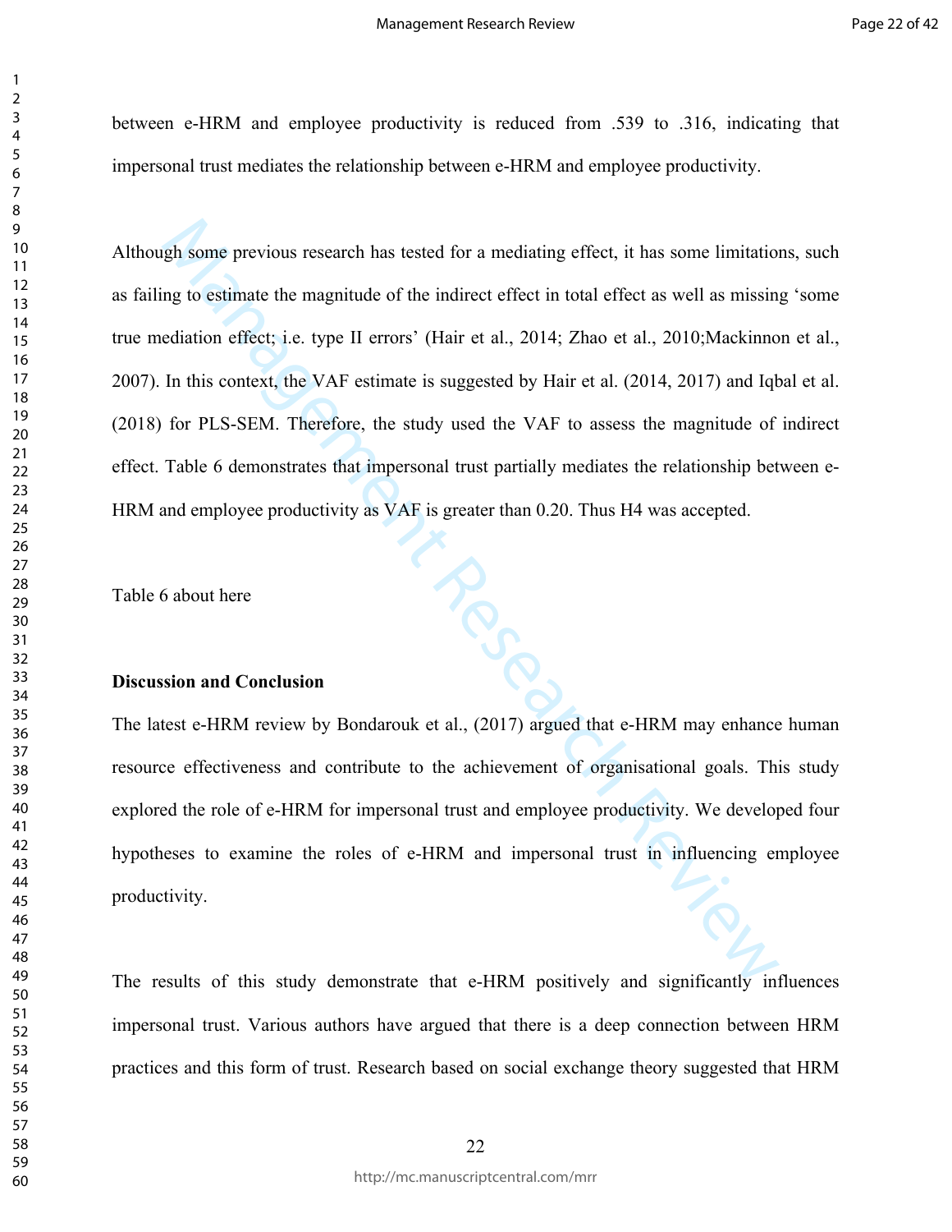between e-HRM and employee productivity is reduced from .539 to .316, indicating that impersonal trust mediates the relationship between e-HRM and employee productivity.

Although some previous research has tested for a mediating effect, it has some limitations, such as failing to estimate the magnitude of the indirect effect in total effect as well as missing 'some true mediation effect; i.e. type II errors' (Hair et al., 2014; Zhao et al., 2010;Mackinnon et al., 2007). In this context, the VAF estimate is suggested by Hair et al. (2014, 2017) and Iqbal et al. (2018) for PLS-SEM. Therefore, the study used the VAF to assess the magnitude of indirect effect. Table 6 demonstrates that impersonal trust partially mediates the relationship between e-HRM and employee productivity as VAF is greater than 0.20. Thus H4 was accepted.

Table 6 about here

**Discussion and Conclusion**

The latest e-HRM review by Bondarouk et al., (2017) argued that e-HRM may enhance human resource effectiveness and contribute to the achievement of organisational goals. This study explored the role of e-HRM for impersonal trust and employee productivity. We developed four hypotheses to examine the roles of e-HRM and impersonal trust in influencing employee productivity.

The results of this study demonstrate that e-HRM positively and significantly influences impersonal trust. Various authors have argued that there is a deep connection between HRM practices and this form of trust. Research based on social exchange theory suggested that HRM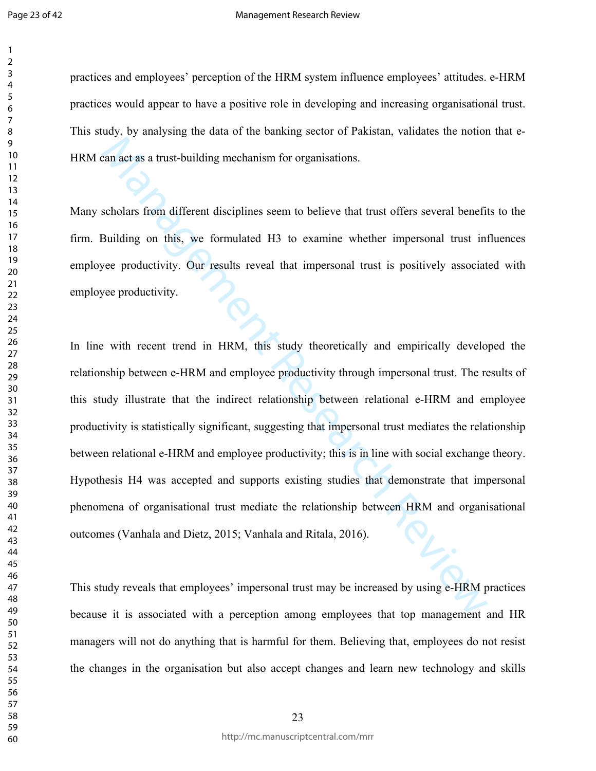practices and employees' perception of the HRM system influence employees' attitudes. e-HRM practices would appear to have a positive role in developing and increasing organisational trust. This study, by analysing the data of the banking sector of Pakistan, validates the notion that e-HRM can act as a trust-building mechanism for organisations.

Many scholars from different disciplines seem to believe that trust offers several benefits to the firm. Building on this, we formulated H3 to examine whether impersonal trust influences employee productivity. Our results reveal that impersonal trust is positively associated with employee productivity.

In line with recent trend in HRM, this study theoretically and empirically developed the relationship between e-HRM and employee productivity through impersonal trust. The results of this study illustrate that the indirect relationship between relational e-HRM and employee productivity is statistically significant, suggesting that impersonal trust mediates the relationship between relational e-HRM and employee productivity; this is in line with social exchange theory. Hypothesis H4 was accepted and supports existing studies that demonstrate that impersonal phenomena of organisational trust mediate the relationship between HRM and organisational outcomes (Vanhala and Dietz, 2015; Vanhala and Ritala, 2016).

This study reveals that employees' impersonal trust may be increased by using e-HRM practices because it is associated with a perception among employees that top management and HR managers will not do anything that is harmful for them. Believing that, employees do not resist the changes in the organisation but also accept changes and learn new technology and skills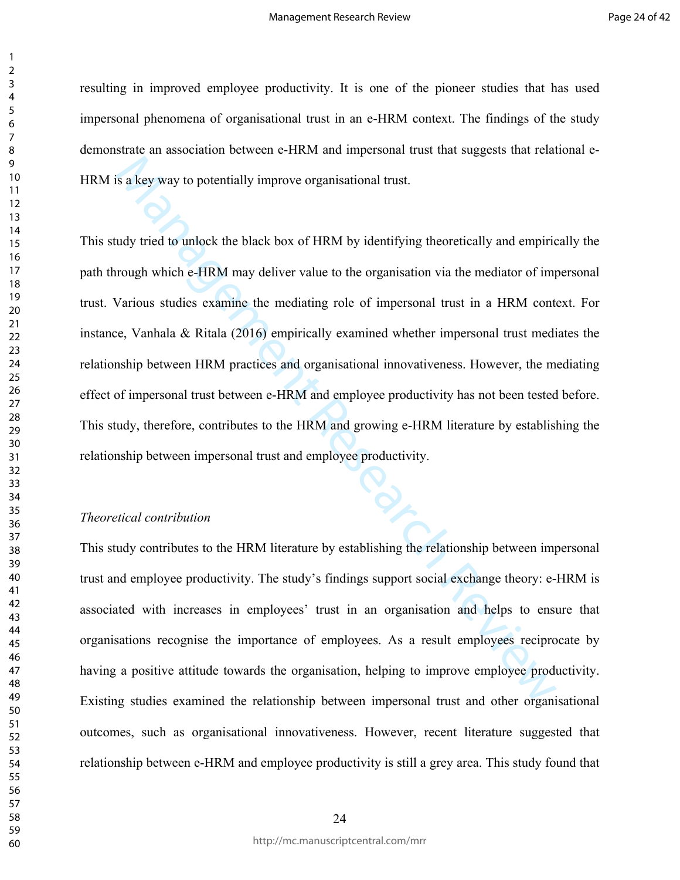resulting in improved employee productivity. It is one of the pioneer studies that has used impersonal phenomena of organisational trust in an e-HRM context. The findings of the study demonstrate an association between e-HRM and impersonal trust that suggests that relational e-HRM is a key way to potentially improve organisational trust.

This study tried to unlock the black box of HRM by identifying theoretically and empirically the path through which e-HRM may deliver value to the organisation via the mediator of impersonal trust. Various studies examine the mediating role of impersonal trust in a HRM context. For instance, Vanhala & Ritala (2016) empirically examined whether impersonal trust mediates the relationship between HRM practices and organisational innovativeness. However, the mediating effect of impersonal trust between e-HRM and employee productivity has not been tested before. This study, therefore, contributes to the HRM and growing e-HRM literature by establishing the relationship between impersonal trust and employee productivity.

*Theoretical contribution*

This study contributes to the HRM literature by establishing the relationship between impersonal trust and employee productivity. The study's findings support social exchange theory: e-HRM is associated with increases in employees' trust in an organisation and helps to ensure that organisations recognise the importance of employees. As a result employees reciprocate by having a positive attitude towards the organisation, helping to improve employee productivity. Existing studies examined the relationship between impersonal trust and other organisational outcomes, such as organisational innovativeness. However, recent literature suggested that relationship between e-HRM and employee productivity is still a grey area. This study found that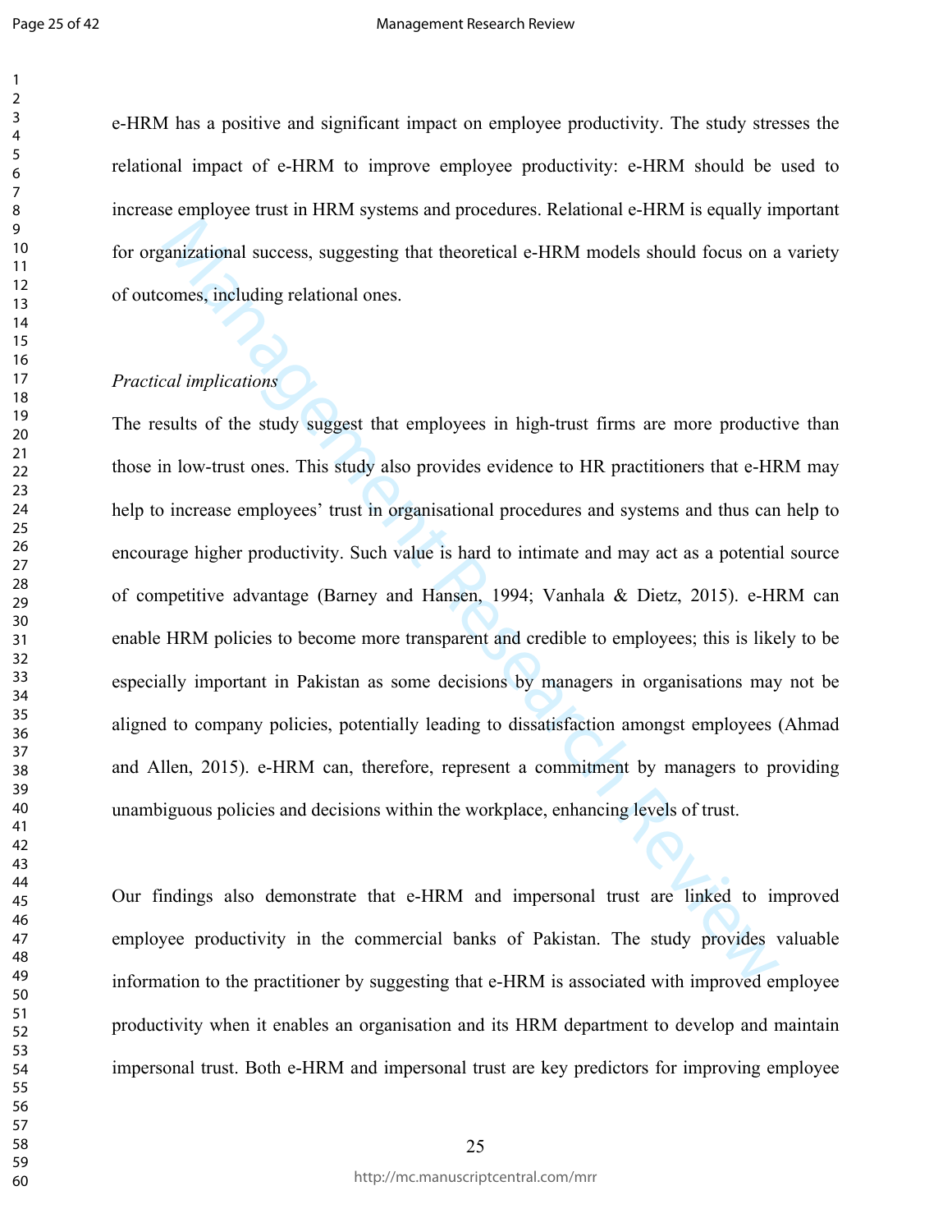e-HRM has a positive and significant impact on employee productivity. The study stresses the relational impact of e-HRM to improve employee productivity: e-HRM should be used to increase employee trust in HRM systems and procedures. Relational e-HRM is equally important for organizational success, suggesting that theoretical e-HRM models should focus on a variety of outcomes, including relational ones.

*Practical implications*

The results of the study suggest that employees in high-trust firms are more productive than those in low-trust ones. This study also provides evidence to HR practitioners that e-HRM may help to increase employees' trust in organisational procedures and systems and thus can help to encourage higher productivity. Such value is hard to intimate and may act as a potential source of competitive advantage (Barney and Hansen, 1994; Vanhala & Dietz, 2015). e-HRM can enable HRM policies to become more transparent and credible to employees; this is likely to be especially important in Pakistan as some decisions by managers in organisations may not be aligned to company policies, potentially leading to dissatisfaction amongst employees (Ahmad and Allen, 2015). e-HRM can, therefore, represent a commitment by managers to providing unambiguous policies and decisions within the workplace, enhancing levels of trust.

Our findings also demonstrate that e-HRM and impersonal trust are linked to improved employee productivity in the commercial banks of Pakistan. The study provides valuable information to the practitioner by suggesting that e-HRM is associated with improved employee productivity when it enables an organisation and its HRM department to develop and maintain impersonal trust. Both e-HRM and impersonal trust are key predictors for improving employee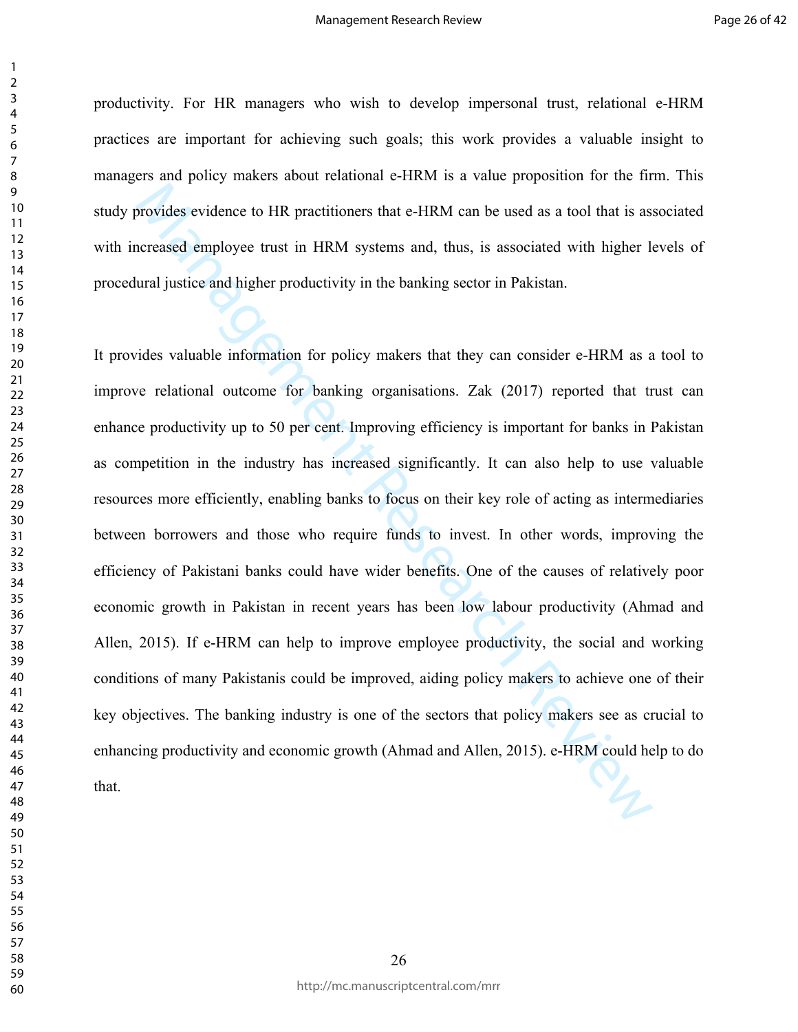productivity. For HR managers who wish to develop impersonal trust, relational e-HRM practices are important for achieving such goals; this work provides a valuable insight to managers and policy makers about relational e-HRM is a value proposition for the firm. This study provides evidence to HR practitioners that e-HRM can be used as a tool that is associated with increased employee trust in HRM systems and, thus, is associated with higher levels of procedural justice and higher productivity in the banking sector in Pakistan.

It provides valuable information for policy makers that they can consider e-HRM as a tool to improve relational outcome for banking organisations. Zak (2017) reported that trust can enhance productivity up to 50 per cent. Improving efficiency is important for banks in Pakistan as competition in the industry has increased significantly. It can also help to use valuable resources more efficiently, enabling banks to focus on their key role of acting as intermediaries between borrowers and those who require funds to invest. In other words, improving the efficiency of Pakistani banks could have wider benefits. One of the causes of relatively poor economic growth in Pakistan in recent years has been low labour productivity (Ahmad and Allen, 2015). If e-HRM can help to improve employee productivity, the social and working conditions of many Pakistanis could be improved, aiding policy makers to achieve one of their key objectives. The banking industry is one of the sectors that policy makers see as crucial to enhancing productivity and economic growth (Ahmad and Allen, 2015). e-HRM could help to do that.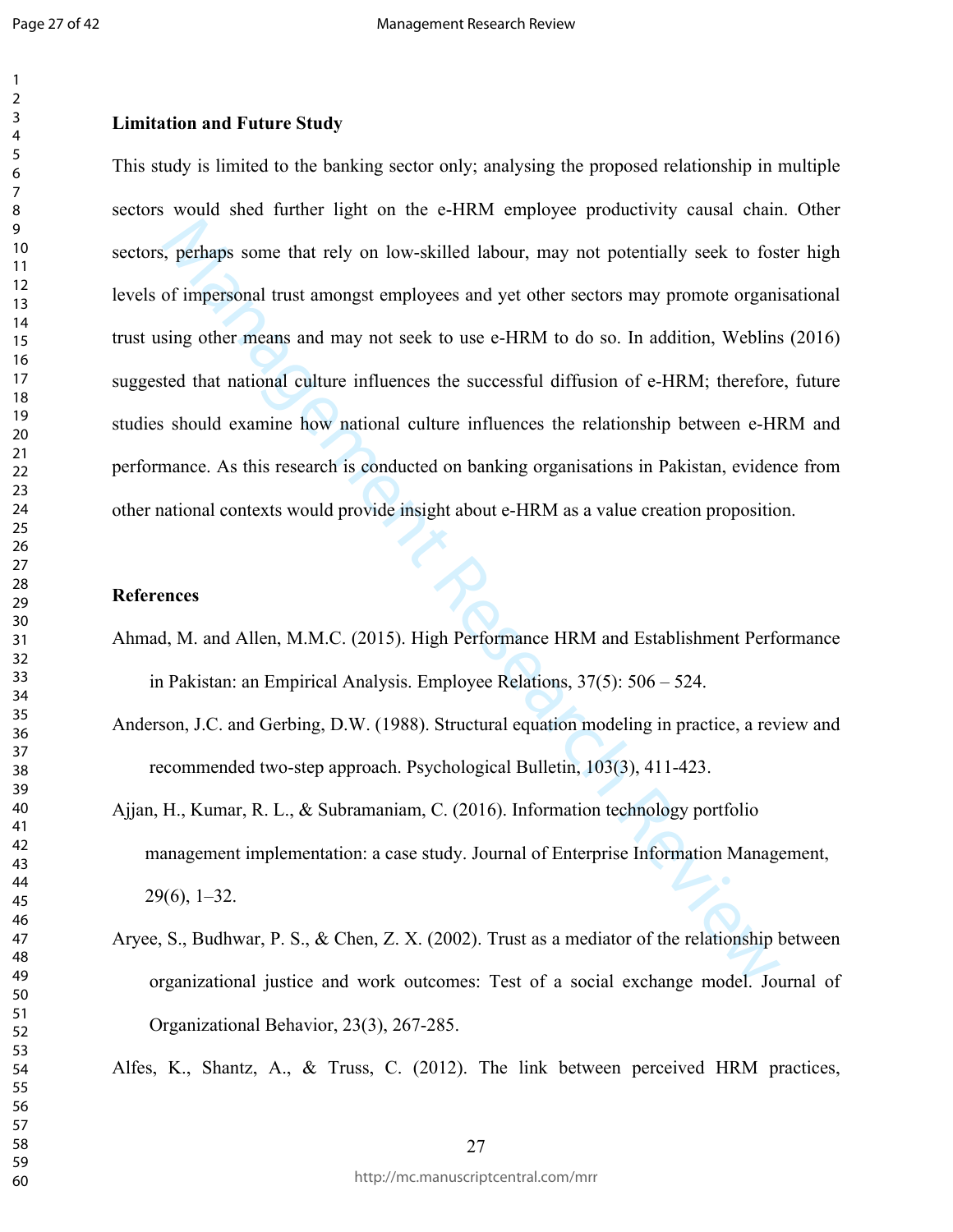## Limitation and Future Study

This study is limited to the banking sector only; analysing the proposed relationship in multiple sectors would shed further light on the e-HRM employee productivity causal chain. Other sectors, perhaps some that rely on low-skilled labour, may not potentially seek to foster high levels of impersonal trust amongst employees and yet other sectors may promote organisational trust using other means and may not seek to use e-HRM to do so. In addition, Weblins (2016) suggested that national culture influences the successful diffusion of e-HRM; therefore, future studies should examine how national culture influences the relationship between e-HRM and performance. As this research is conducted on banking organisations in Pakistan, evidence from other national contexts would provide insight about e-HRM as a value creation proposition.

## References

Ahmad, M. and Allen, M.M.C. (2015). High Performance HRM and Establishment Performance in Pakistan: an Empirical Analysis. Employee Relations, 37(5): 506 – 524.

Anderson, J.C. and Gerbing, D.W. (1988). Structural equation modeling in practice, a review and recommended two-step approach. Psychological Bulletin, 103(3), 411-423.

Ajjan, H., Kumar, R. L., & Subramaniam, C. (2016). Information technology portfolio management implementation: a case study. Journal of Enterprise Information Management, 29(6), 1–32.

Aryee, S., Budhwar, P. S., & Chen, Z. X. (2002). Trust as a mediator of the relationship between organizational justice and work outcomes: Test of a social exchange model. Journal of Organizational Behavior, 23(3), 267-285.

Alfes, K., Shantz, A., & Truss, C. (2012). The link between perceived HRM practices,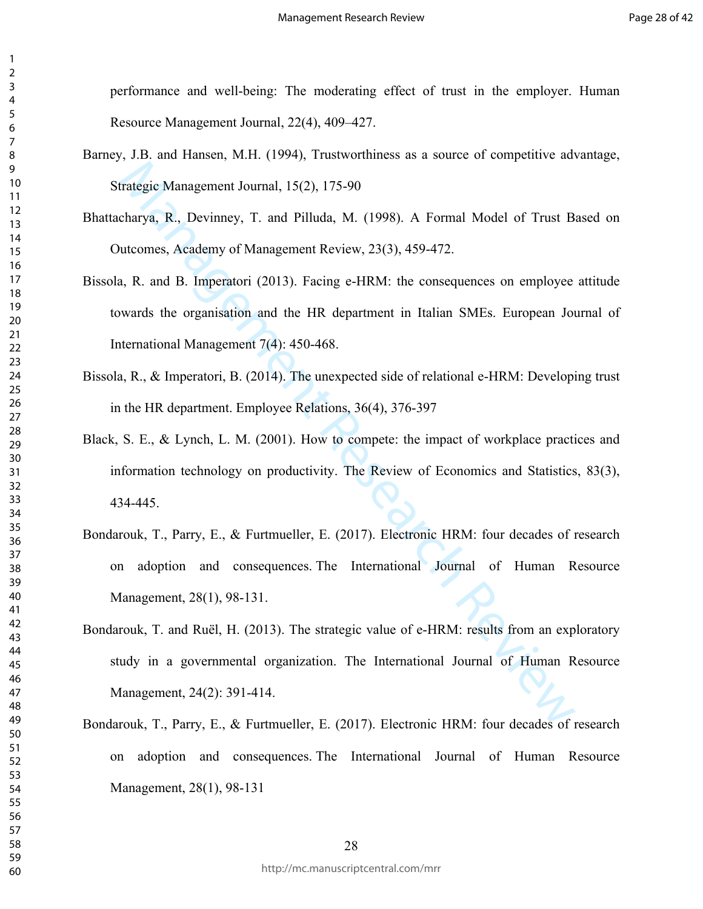performance and well-being: The moderating effect of trust in the employer. Human Resource Management Journal, 22(4), 409–427.

Barney, J.B. and Hansen, M.H. (1994), Trustworthiness as a source of competitive advantage, Strategic Management Journal, 15(2), 175-90

Bhattacharya, R., Devinney, T. and Pilluda, M. (1998). A Formal Model of Trust Based on Outcomes, Academy of Management Review, 23(3), 459-472.

Bissola, R. and B. Imperatori (2013). Facing e-HRM: the consequences on employee attitude towards the organisation and the HR department in Italian SMEs. European Journal of International Management 7(4): 450-468.

Bissola, R., & Imperatori, B. (2014). The unexpected side of relational e-HRM: Developing trust in the HR department. Employee Relations, 36(4), 376-397

Black, S. E., & Lynch, L. M. (2001). How to compete: the impact of workplace practices and information technology on productivity. The Review of Economics and Statistics, 83(3), 434-445.

Bondarouk, T., Parry, E., & Furtmueller, E. (2017). Electronic HRM: four decades of research on adoption and consequences. The International Journal of Human Resource Management, 28(1), 98-131.

Bondarouk, T. and Ruël, H. (2013). The strategic value of e-HRM: results from an exploratory study in a governmental organization. The International Journal of Human Resource Management, 24(2): 391-414.

Bondarouk, T., Parry, E., & Furtmueller, E. (2017). Electronic HRM: four decades of research on adoption and consequences. The International Journal of Human Resource Management, 28(1), 98-131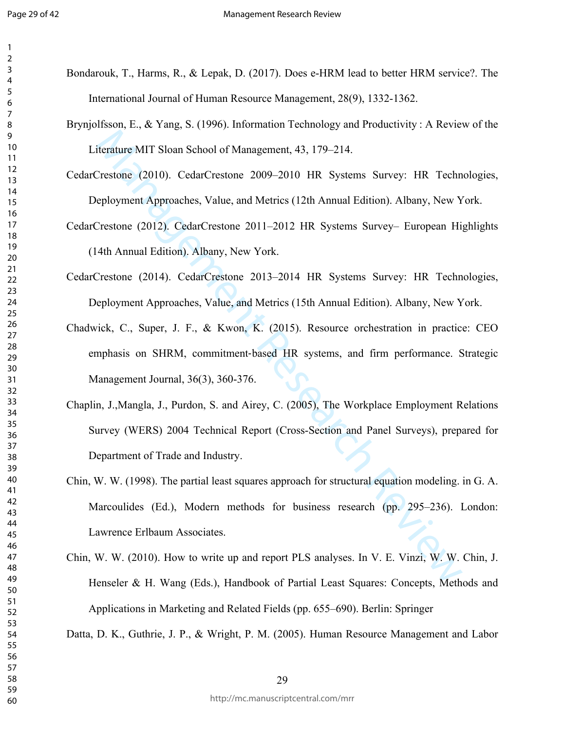Bondarouk, T., Harms, R., & Lepak, D. (2017). Does e-HRM lead to better HRM service?. The International Journal of Human Resource Management, 28(9), 1332-1362.

Brynjolfsson, E., & Yang, S. (1996). Information Technology and Productivity : A Review of the Literature MIT Sloan School of Management, 43, 179–214.

CedarCrestone (2010). CedarCrestone 2009–2010 HR Systems Survey: HR Technologies, Deployment Approaches, Value, and Metrics (12th Annual Edition). Albany, New York.

CedarCrestone (2012). CedarCrestone 2011–2012 HR Systems Survey– European Highlights (14th Annual Edition). Albany, New York.

CedarCrestone (2014). CedarCrestone 2013–2014 HR Systems Survey: HR Technologies, Deployment Approaches, Value, and Metrics (15th Annual Edition). Albany, New York.

Chadwick, C., Super, J. F., & Kwon, K. (2015). Resource orchestration in practice: CEO emphasis on SHRM, commitment-based HR systems, and firm performance. Strategic Management Journal, 36(3), 360-376.

Chaplin, J.,Mangla, J., Purdon, S. and Airey, C. (2005), The Workplace Employment Relations Survey (WERS) 2004 Technical Report (Cross-Section and Panel Surveys), prepared for Department of Trade and Industry.

Chin, W. W. (1998). The partial least squares approach for structural equation modeling. in G. A. Marcoulides (Ed.), Modern methods for business research (pp. 295–236). London: Lawrence Erlbaum Associates.

Chin, W. W. (2010). How to write up and report PLS analyses. In V. E. Vinzi, W. W. Chin, J. Henseler & H. Wang (Eds.), Handbook of Partial Least Squares: Concepts, Methods and Applications in Marketing and Related Fields (pp. 655–690). Berlin: Springer

Datta, D. K., Guthrie, J. P., & Wright, P. M. (2005). Human Resource Management and Labor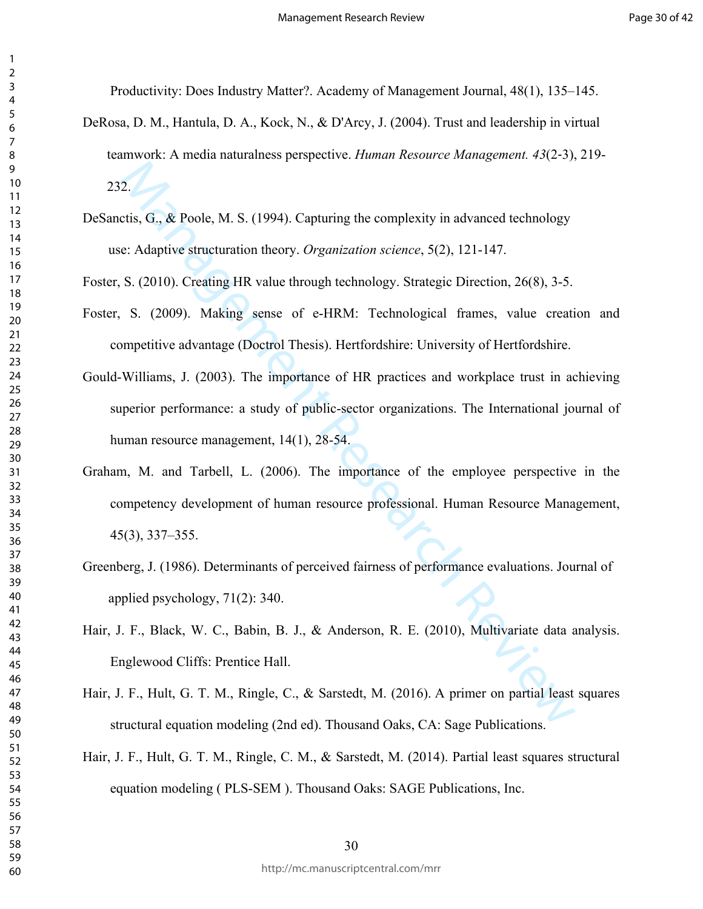Productivity: Does Industry Matter?. Academy of Management Journal, 48(1), 135–145.

DeRosa, D. M., Hantula, D. A., Kock, N., & D'Arcy, J. (2004). Trust and leadership in virtual teamwork: A media naturalness perspective. *Human Resource Management. 43*(2-3), 219-232.

DeSanctis, G., & Poole, M. S. (1994). Capturing the complexity in advanced technology use: Adaptive structuration theory. *Organization science*, 5(2), 121-147.

Foster, S. (2010). Creating HR value through technology. Strategic Direction, 26(8), 3-5.

Foster, S. (2009). Making sense of e-HRM: Technological frames, value creation and competitive advantage (Doctrol Thesis). Hertfordshire: University of Hertfordshire.

Gould-Williams, J. (2003). The importance of HR practices and workplace trust in achieving superior performance: a study of public-sector organizations. The International journal of human resource management, 14(1), 28-54.

Graham, M. and Tarbell, L. (2006). The importance of the employee perspective in the competency development of human resource professional. Human Resource Management, 45(3), 337–355.

Greenberg, J. (1986). Determinants of perceived fairness of performance evaluations. Journal of applied psychology, 71(2): 340.

Hair, J. F., Black, W. C., Babin, B. J., & Anderson, R. E. (2010), Multivariate data analysis. Englewood Cliffs: Prentice Hall.

Hair, J. F., Hult, G. T. M., Ringle, C., & Sarstedt, M. (2016). A primer on partial least squares structural equation modeling (2nd ed). Thousand Oaks, CA: Sage Publications.

Hair, J. F., Hult, G. T. M., Ringle, C. M., & Sarstedt, M. (2014). Partial least squares structural equation modeling ( PLS-SEM ). Thousand Oaks: SAGE Publications, Inc.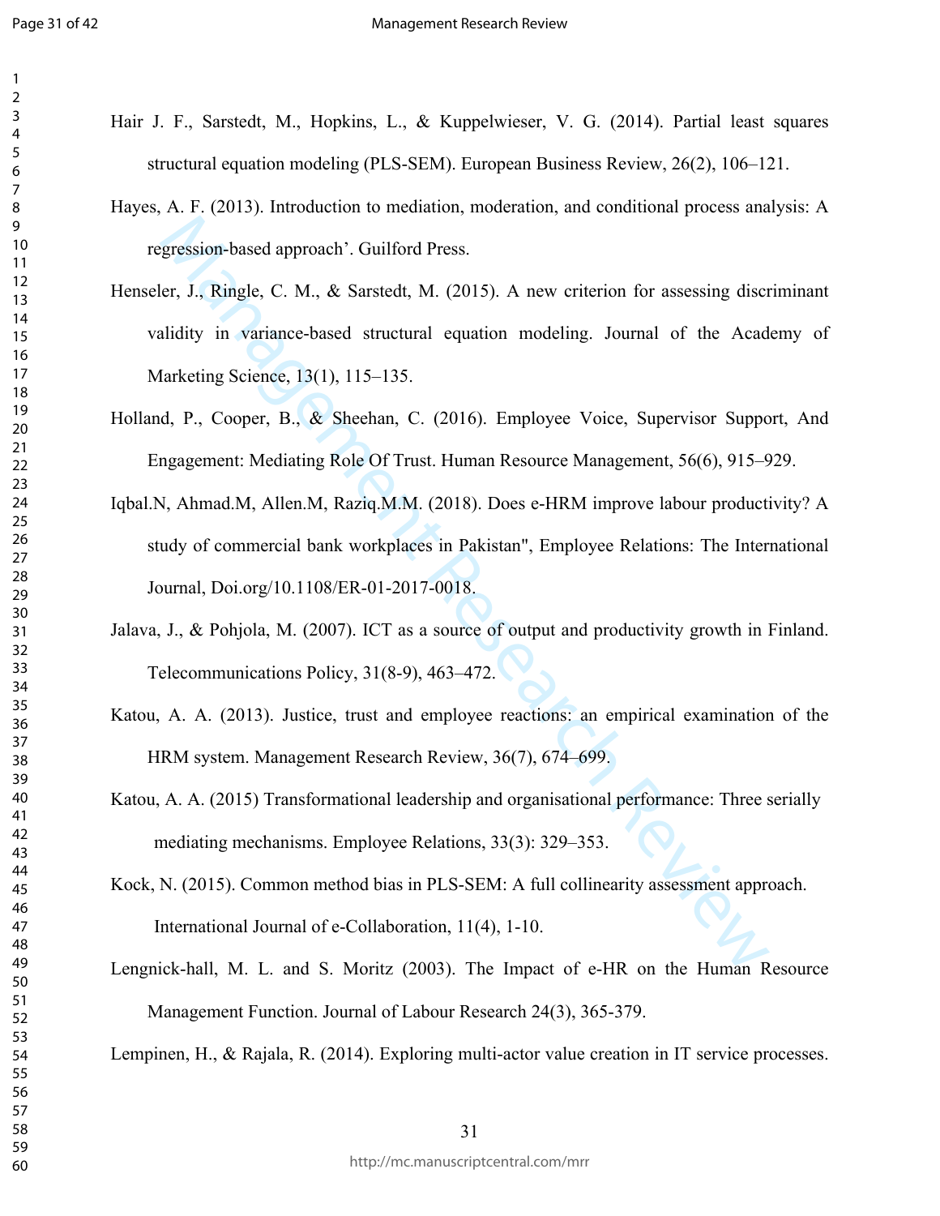Hair J. F., Sarstedt, M., Hopkins, L., & Kuppelwieser, V. G. (2014). Partial least squares structural equation modeling (PLS-SEM). European Business Review, 26(2), 106–121.

Hayes, A. F. (2013). Introduction to mediation, moderation, and conditional process analysis: A regression-based approach'. Guilford Press.

Henseler, J., Ringle, C. M., & Sarstedt, M. (2015). A new criterion for assessing discriminant validity in variance-based structural equation modeling. Journal of the Academy of Marketing Science, 13(1), 115–135.

Holland, P., Cooper, B., & Sheehan, C. (2016). Employee Voice, Supervisor Support, And Engagement: Mediating Role Of Trust. Human Resource Management, 56(6), 915–929.

Iqbal.N, Ahmad.M, Allen.M, Raziq.M.M. (2018). Does e-HRM improve labour productivity? A study of commercial bank workplaces in Pakistan", Employee Relations: The International Journal, Doi.org/10.1108/ER-01-2017-0018.

Jalava, J., & Pohjola, M. (2007). ICT as a source of output and productivity growth in Finland. Telecommunications Policy, 31(8-9), 463–472.

Katou, A. A. (2013). Justice, trust and employee reactions: an empirical examination of the HRM system. Management Research Review, 36(7), 674–699.

Katou, A. A. (2015) Transformational leadership and organisational performance: Three serially mediating mechanisms. Employee Relations, 33(3): 329–353.

Kock, N. (2015). Common method bias in PLS-SEM: A full collinearity assessment approach. International Journal of e-Collaboration, 11(4), 1-10.

Lengnick-hall, M. L. and S. Moritz (2003). The Impact of e-HR on the Human Resource Management Function. Journal of Labour Research 24(3), 365-379.

Lempinen, H., & Rajala, R. (2014). Exploring multi-actor value creation in IT service processes.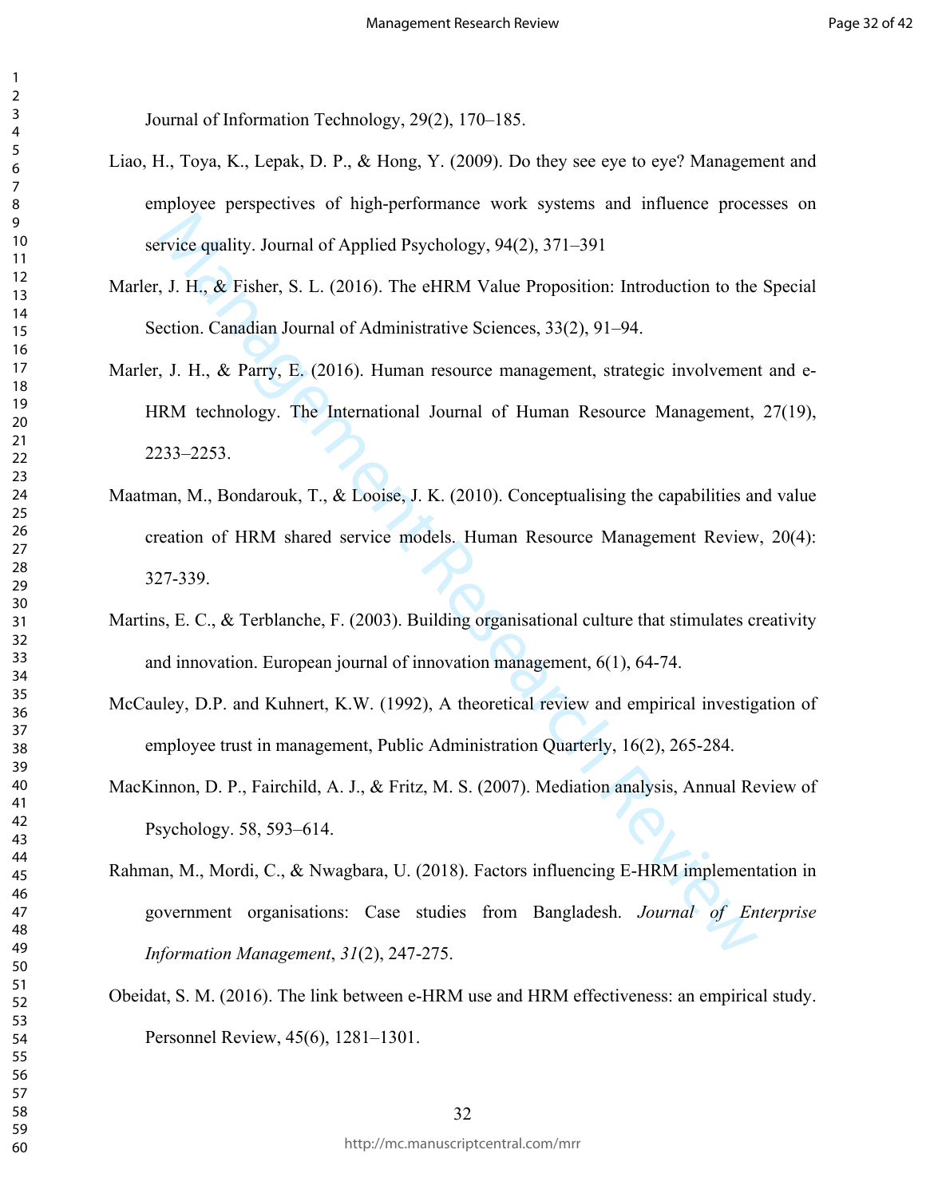Journal of Information Technology, 29(2), 170–185.

Liao, H., Toya, K., Lepak, D. P., & Hong, Y. (2009). Do they see eye to eye? Management and employee perspectives of high-performance work systems and influence processes on service quality. Journal of Applied Psychology, 94(2), 371–391

Marler, J. H., & Fisher, S. L. (2016). The eHRM Value Proposition: Introduction to the Special Section. Canadian Journal of Administrative Sciences, 33(2), 91–94.

Marler, J. H., & Parry, E. (2016). Human resource management, strategic involvement and e-HRM technology. The International Journal of Human Resource Management, 27(19), 2233–2253.

Maatman, M., Bondarouk, T., & Looise, J. K. (2010). Conceptualising the capabilities and value creation of HRM shared service models. Human Resource Management Review, 20(4): 327-339.

Martins, E. C., & Terblanche, F. (2003). Building organisational culture that stimulates creativity and innovation. European journal of innovation management, 6(1), 64-74.

McCauley, D.P. and Kuhnert, K.W. (1992), A theoretical review and empirical investigation of employee trust in management, Public Administration Quarterly, 16(2), 265-284.

MacKinnon, D. P., Fairchild, A. J., & Fritz, M. S. (2007). Mediation analysis, Annual Review of Psychology. 58, 593–614.

Rahman, M., Mordi, C., & Nwagbara, U. (2018). Factors influencing E-HRM implementation in government organisations: Case studies from Bangladesh. *Journal of Enterprise Information Management*, *31*(2), 247-275.

Obeidat, S. M. (2016). The link between e-HRM use and HRM effectiveness: an empirical study. Personnel Review, 45(6), 1281–1301.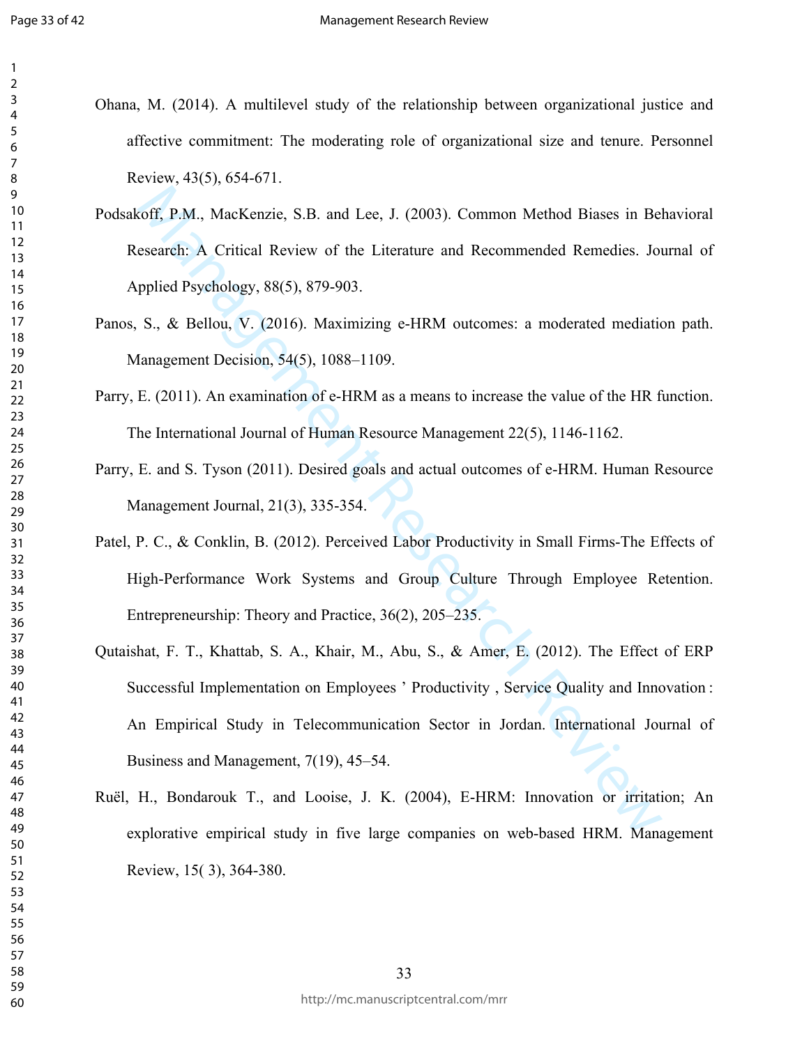Ohana, M. (2014). A multilevel study of the relationship between organizational justice and affective commitment: The moderating role of organizational size and tenure. Personnel Review, 43(5), 654-671.

Podsakoff, P.M., MacKenzie, S.B. and Lee, J. (2003). Common Method Biases in Behavioral Research: A Critical Review of the Literature and Recommended Remedies. Journal of Applied Psychology, 88(5), 879-903.

Panos, S., & Bellou, V. (2016). Maximizing e-HRM outcomes: a moderated mediation path. Management Decision, 54(5), 1088–1109.

Parry, E. (2011). An examination of e-HRM as a means to increase the value of the HR function. The International Journal of Human Resource Management 22(5), 1146-1162.

Parry, E. and S. Tyson (2011). Desired goals and actual outcomes of e-HRM. Human Resource Management Journal, 21(3), 335-354.

Patel, P. C., & Conklin, B. (2012). Perceived Labor Productivity in Small Firms-The Effects of High-Performance Work Systems and Group Culture Through Employee Retention. Entrepreneurship: Theory and Practice, 36(2), 205–235.

Qutaishat, F. T., Khattab, S. A., Khair, M., Abu, S., & Amer, E. (2012). The Effect of ERP Successful Implementation on Employees ' Productivity , Service Quality and Innovation : An Empirical Study in Telecommunication Sector in Jordan. International Journal of Business and Management, 7(19), 45–54.

Ruël, H., Bondarouk T., and Looise, J. K. (2004), E-HRM: Innovation or irritation; An explorative empirical study in five large companies on web-based HRM. Management Review, 15( 3), 364-380.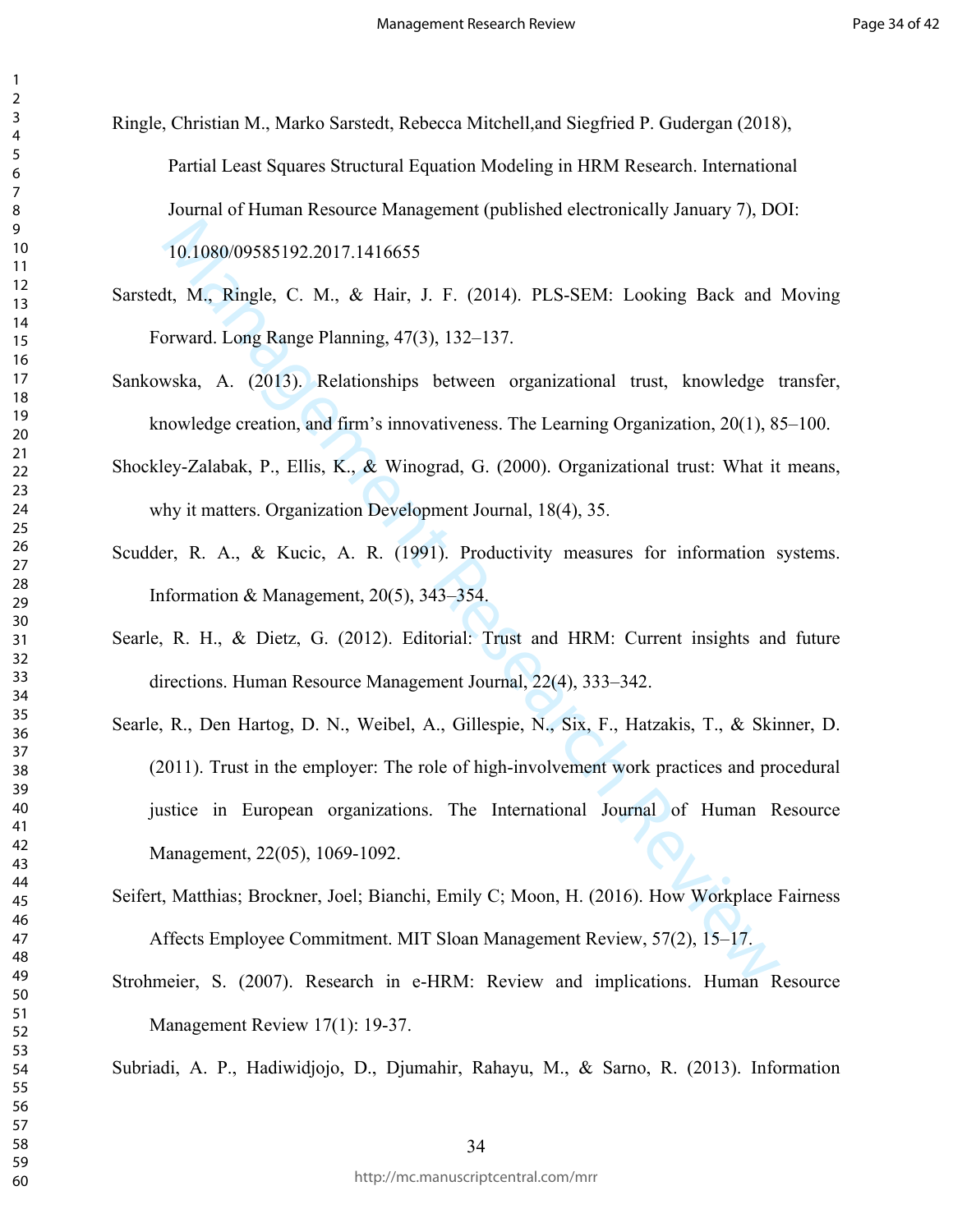Ringle, Christian M., Marko Sarstedt, Rebecca Mitchell,and Siegfried P. Gudergan (2018), Partial Least Squares Structural Equation Modeling in HRM Research. International Journal of Human Resource Management (published electronically January 7), DOI: 10.1080/09585192.2017.1416655

Sarstedt, M., Ringle, C. M., & Hair, J. F. (2014). PLS-SEM: Looking Back and Moving Forward. Long Range Planning, 47(3), 132–137.

Sankowska, A. (2013). Relationships between organizational trust, knowledge transfer, knowledge creation, and firm's innovativeness. The Learning Organization, 20(1), 85–100.

Shockley-Zalabak, P., Ellis, K., & Winograd, G. (2000). Organizational trust: What it means, why it matters. Organization Development Journal, 18(4), 35.

Scudder, R. A., & Kucic, A. R. (1991). Productivity measures for information systems. Information & Management, 20(5), 343–354.

Searle, R. H., & Dietz, G. (2012). Editorial: Trust and HRM: Current insights and future directions. Human Resource Management Journal, 22(4), 333–342.

Searle, R., Den Hartog, D. N., Weibel, A., Gillespie, N., Six, F., Hatzakis, T., & Skinner, D. (2011). Trust in the employer: The role of high-involvement work practices and procedural justice in European organizations. The International Journal of Human Resource Management, 22(05), 1069-1092.

Seifert, Matthias; Brockner, Joel; Bianchi, Emily C; Moon, H. (2016). How Workplace Fairness Affects Employee Commitment. MIT Sloan Management Review, 57(2), 15–17.

Strohmeier, S. (2007). Research in e-HRM: Review and implications. Human Resource Management Review 17(1): 19-37.

Subriadi, A. P., Hadiwidjojo, D., Djumahir, Rahayu, M., & Sarno, R. (2013). Information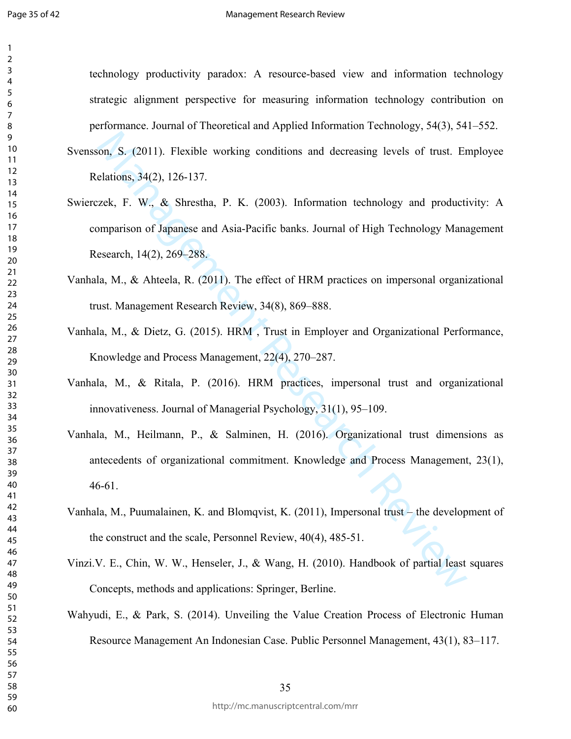technology productivity paradox: A resource-based view and information technology strategic alignment perspective for measuring information technology contribution on performance. Journal of Theoretical and Applied Information Technology, 54(3), 541–552.

Svensson, S. (2011). Flexible working conditions and decreasing levels of trust. Employee Relations, 34(2), 126-137.

Swierczek, F. W., & Shrestha, P. K. (2003). Information technology and productivity: A comparison of Japanese and Asia-Pacific banks. Journal of High Technology Management Research, 14(2), 269–288.

Vanhala, M., & Ahteela, R. (2011). The effect of HRM practices on impersonal organizational trust. Management Research Review, 34(8), 869–888.

Vanhala, M., & Dietz, G. (2015). HRM , Trust in Employer and Organizational Performance, Knowledge and Process Management, 22(4), 270–287.

Vanhala, M., & Ritala, P. (2016). HRM practices, impersonal trust and organizational innovativeness. Journal of Managerial Psychology, 31(1), 95–109.

Vanhala, M., Heilmann, P., & Salminen, H. (2016). Organizational trust dimensions as antecedents of organizational commitment. Knowledge and Process Management, 23(1), 46-61.

Vanhala, M., Puumalainen, K. and Blomqvist, K. (2011), Impersonal trust – the development of the construct and the scale, Personnel Review, 40(4), 485-51.

Vinzi.V. E., Chin, W. W., Henseler, J., & Wang, H. (2010). Handbook of partial least squares Concepts, methods and applications: Springer, Berline.

Wahyudi, E., & Park, S. (2014). Unveiling the Value Creation Process of Electronic Human Resource Management An Indonesian Case. Public Personnel Management, 43(1), 83–117.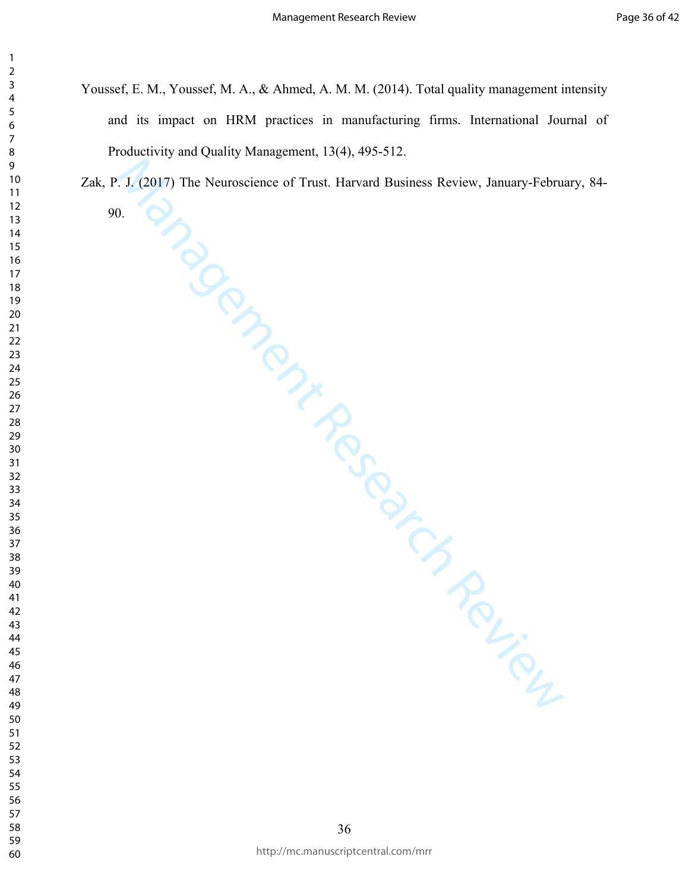Youssef, E. M., Youssef, M. A., & Ahmed, A. M. M. (2014). Total quality management intensity and its impact on HRM practices in manufacturing firms. International Journal of Productivity and Quality Management, 13(4), 495-512.

Zak, P. J. (2017) The Neuroscience of Trust. Harvard Business Review, January-February, 84-90.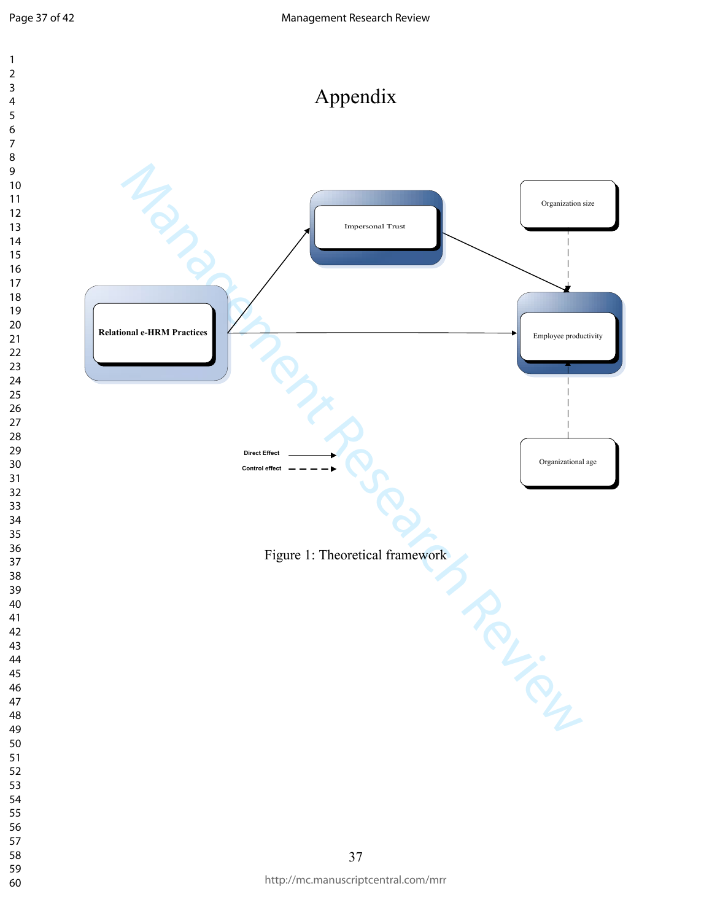# Appendix

Figure 1: Theoretical framework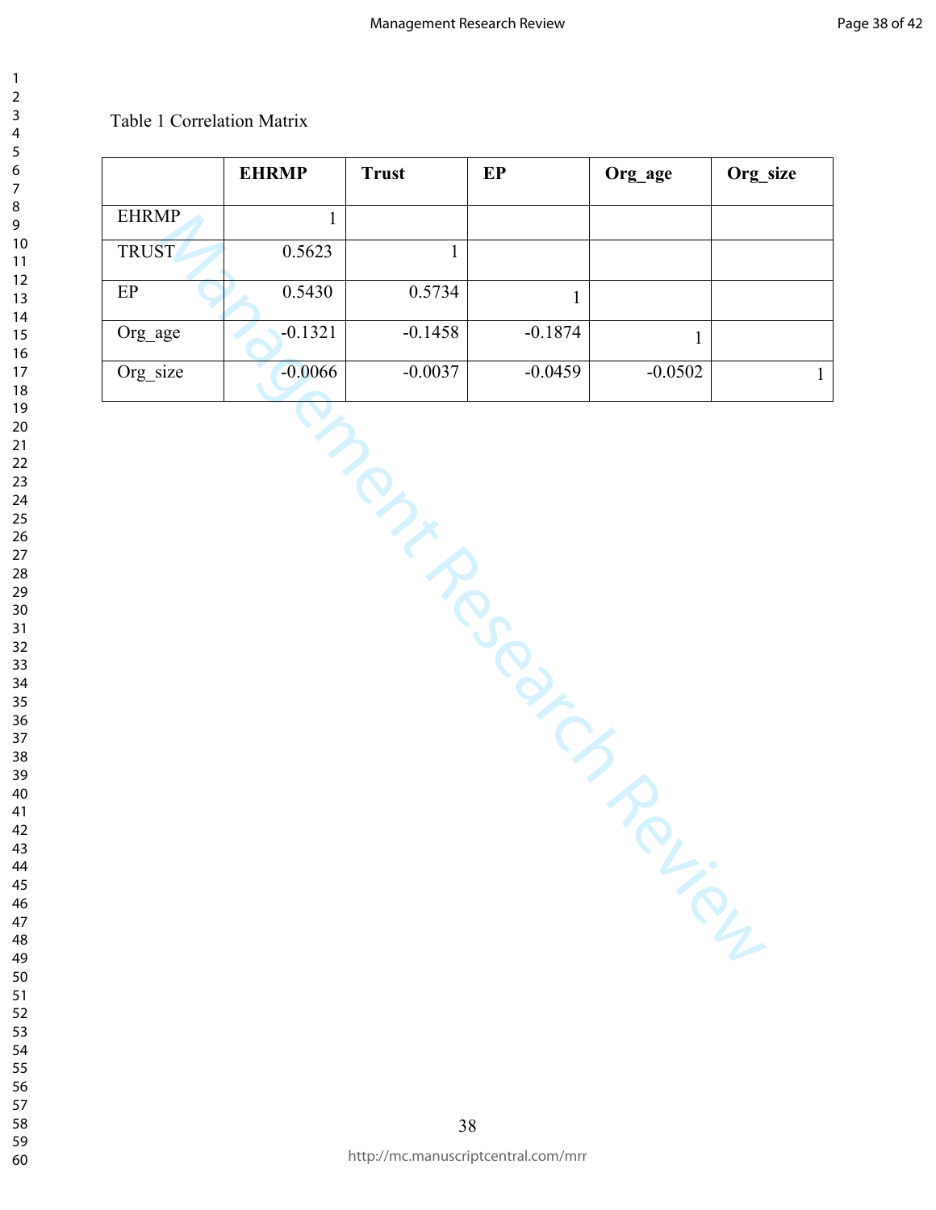Table 1 Correlation Matrix

| | EHRMP | Trust | EP | Org_age | Org_size |
|---|---|---|---|---|---|
| EHRMP | 1 | | | | |
| TRUST | 0.5623 | 1 | | | |
| EP | 0.5430 | 0.5734 | 1 | | |
| Org_age | -0.1321 | -0.1458 | -0.1874 | 1 | |
| Org_size | -0.0066 | -0.0037 | -0.0459 | -0.0502 | 1 |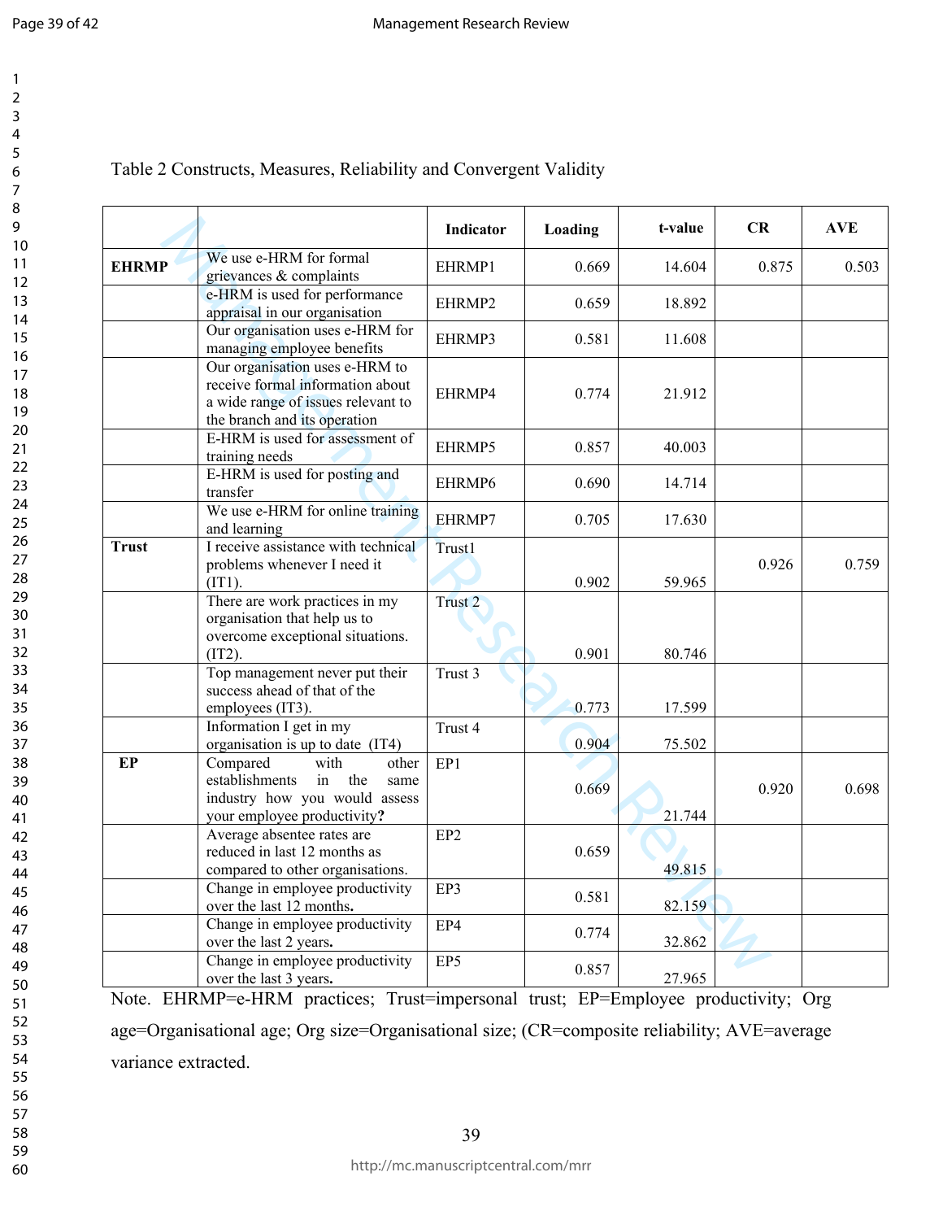Table 2 Constructs, Measures, Reliability and Convergent Validity

| | | Indicator | Loading | t-value | CR | AVE |
|---|---|---|---|---|---|---|
| **EHRMP** | We use e-HRM for formal grievances & complaints | EHRMP1 | 0.669 | 14.604 | 0.875 | 0.503 |
| | e-HRM is used for performance appraisal in our organisation | EHRMP2 | 0.659 | 18.892 | | |
| | Our organisation uses e-HRM for managing employee benefits | EHRMP3 | 0.581 | 11.608 | | |
| | Our organisation uses e-HRM to receive formal information about a wide range of issues relevant to the branch and its operation | EHRMP4 | 0.774 | 21.912 | | |
| | E-HRM is used for assessment of training needs | EHRMP5 | 0.857 | 40.003 | | |
| | E-HRM is used for posting and transfer | EHRMP6 | 0.690 | 14.714 | | |
| | We use e-HRM for online training and learning | EHRMP7 | 0.705 | 17.630 | | |
| **Trust** | I receive assistance with technical problems whenever I need it (IT1). | Trust1 | 0.902 | 59.965 | 0.926 | 0.759 |
| | There are work practices in my organisation that help us to overcome exceptional situations. (IT2). | Trust 2 | 0.901 | 80.746 | | |
| | Top management never put their success ahead of that of the employees (IT3). | Trust 3 | 0.773 | 17.599 | | |
| | Information I get in my organisation is up to date (IT4) | Trust 4 | 0.904 | 75.502 | | |
| **EP** | Compared with other establishments in the same industry how you would assess your employee productivity**?** | EP1 | 0.669 | 21.744 | 0.920 | 0.698 |
| | Average absentee rates are reduced in last 12 months as compared to other organisations. | EP2 | 0.659 | 49.815 | | |
| | Change in employee productivity over the last 12 months**.** | EP3 | 0.581 | 82.159 | | |
| | Change in employee productivity over the last 2 years**.** | EP4 | 0.774 | 32.862 | | |
| | Change in employee productivity over the last 3 years**.** | EP5 | 0.857 | 27.965 | | |

Note. EHRMP=e-HRM practices; Trust=impersonal trust; EP=Employee productivity; Org age=Organisational age; Org size=Organisational size; (CR=composite reliability; AVE=average variance extracted.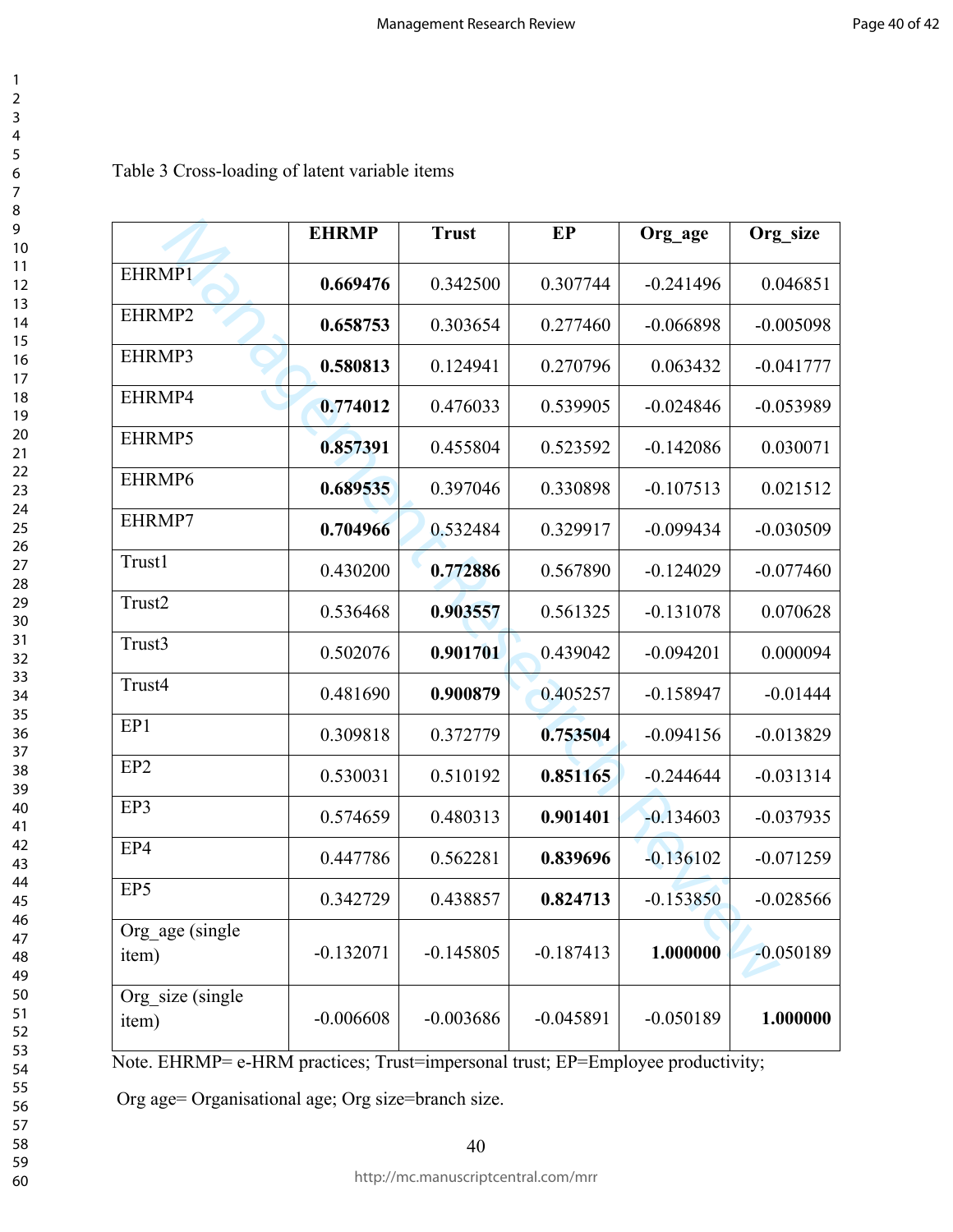Table 3 Cross-loading of latent variable items

| | EHRMP | Trust | EP | Org_age | Org_size |
|---|---|---|---|---|---|
| EHRMP1 | **0.669476** | 0.342500 | 0.307744 | -0.241496 | 0.046851 |
| EHRMP2 | **0.658753** | 0.303654 | 0.277460 | -0.066898 | -0.005098 |
| EHRMP3 | **0.580813** | 0.124941 | 0.270796 | 0.063432 | -0.041777 |
| EHRMP4 | **0.774012** | 0.476033 | 0.539905 | -0.024846 | -0.053989 |
| EHRMP5 | **0.857391** | 0.455804 | 0.523592 | -0.142086 | 0.030071 |
| EHRMP6 | **0.689535** | 0.397046 | 0.330898 | -0.107513 | 0.021512 |
| EHRMP7 | **0.704966** | 0.532484 | 0.329917 | -0.099434 | -0.030509 |
| Trust1 | 0.430200 | **0.772886** | 0.567890 | -0.124029 | -0.077460 |
| Trust2 | 0.536468 | **0.903557** | 0.561325 | -0.131078 | 0.070628 |
| Trust3 | 0.502076 | **0.901701** | 0.439042 | -0.094201 | 0.000094 |
| Trust4 | 0.481690 | **0.900879** | 0.405257 | -0.158947 | -0.01444 |
| EP1 | 0.309818 | 0.372779 | **0.753504** | -0.094156 | -0.013829 |
| EP2 | 0.530031 | 0.510192 | **0.851165** | -0.244644 | -0.031314 |
| EP3 | 0.574659 | 0.480313 | **0.901401** | -0.134603 | -0.037935 |
| EP4 | 0.447786 | 0.562281 | **0.839696** | -0.136102 | -0.071259 |
| EP5 | 0.342729 | 0.438857 | **0.824713** | -0.153850 | -0.028566 |
| Org_age (single item) | -0.132071 | -0.145805 | -0.187413 | **1.000000** | -0.050189 |
| Org_size (single item) | -0.006608 | -0.003686 | -0.045891 | -0.050189 | **1.000000** |

Note. EHRMP= e-HRM practices; Trust=impersonal trust; EP=Employee productivity;

Org age= Organisational age; Org size=branch size.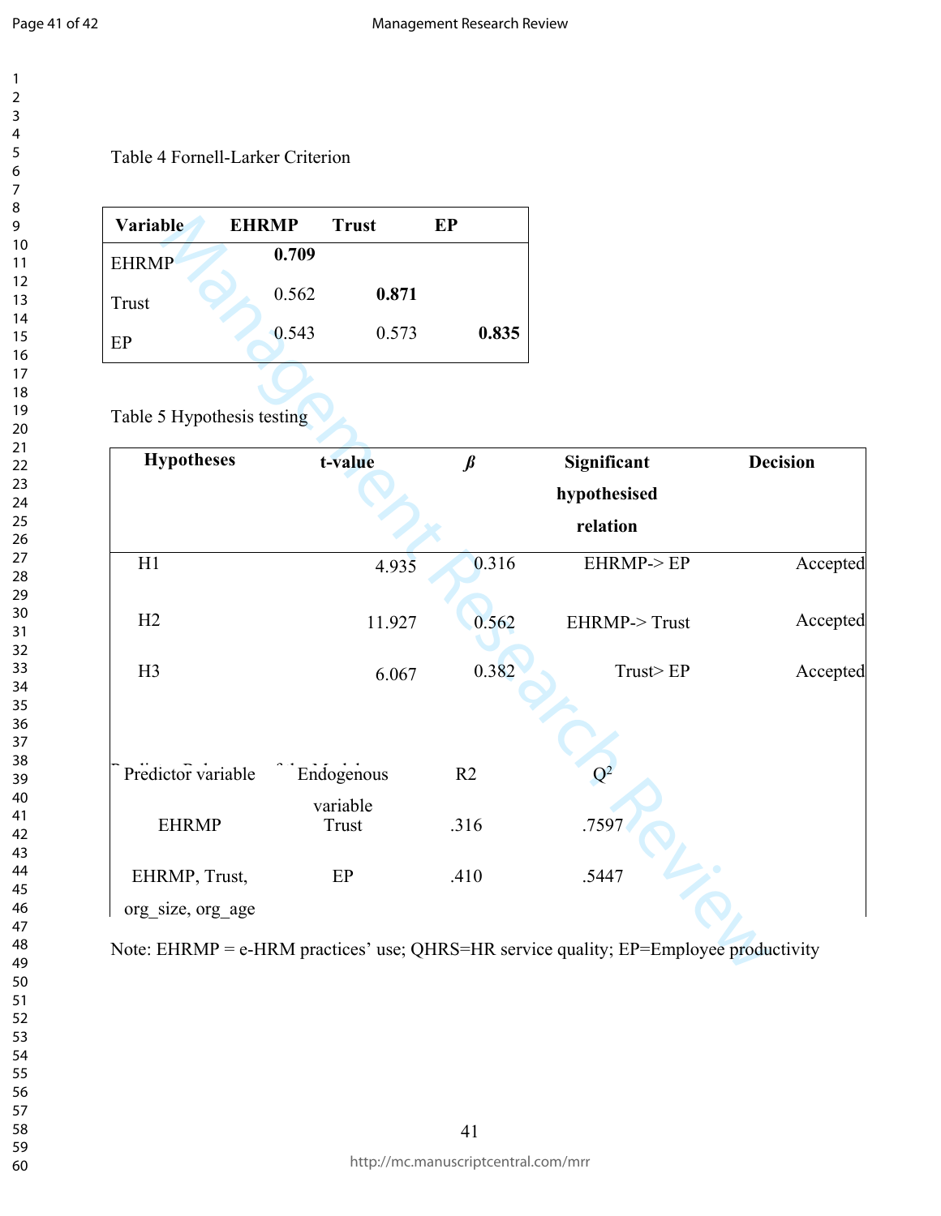Table 4 Fornell-Larker Criterion

| Variable | EHRMP | Trust | EP |
|---|---|---|---|
| EHRMP | **0.709** | | |
| Trust | 0.562 | **0.871** | |
| EP | 0.543 | 0.573 | **0.835** |

Table 5 Hypothesis testing

| Hypotheses | t-value | *ß* | Significant hypothesised relation | Decision |
|---|---|---|---|---|
| H1 | 4.935 | 0.316 | EHRMP-> EP | Accepted |
| H2 | 11.927 | 0.562 | EHRMP-> Trust | Accepted |
| H3 | 6.067 | 0.382 | Trust> EP | Accepted |

| Predictor variable | Endogenous variable | R2 | $Q^2$ |
|---|---|---|---|
| EHRMP | Trust | .316 | .7597 |
| EHRMP, Trust, org_size, org_age | EP | .410 | .5447 |

Note: EHRMP = e-HRM practices' use; QHRS=HR service quality; EP=Employee productivity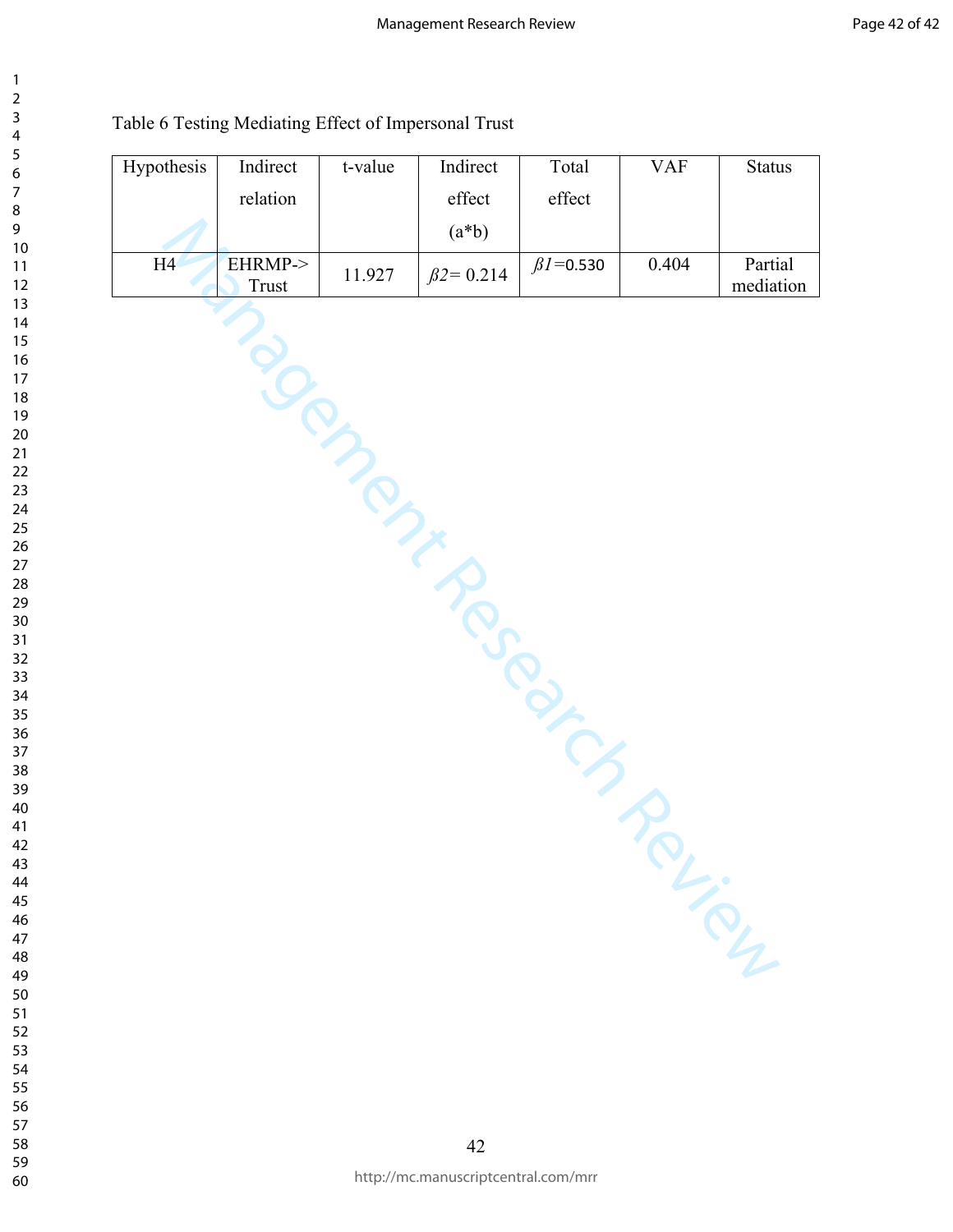Table 6 Testing Mediating Effect of Impersonal Trust

| Hypothesis | Indirect relation | t-value | Indirect effect (a*b) | Total effect | VAF | Status |
|---|---|---|---|---|---|---|
| H4 | EHRMP-> Trust | 11.927 | $\beta 2 = 0.214$ | $\beta 1 = 0.530$ | 0.404 | Partial mediation |